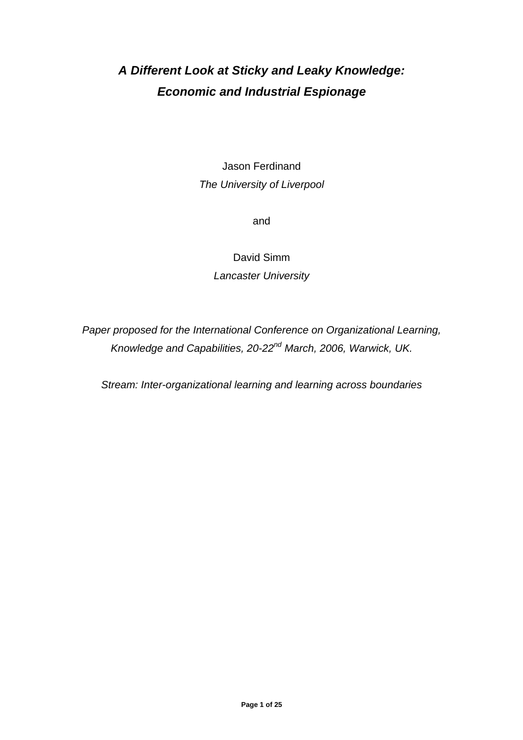# *A Different Look at Sticky and Leaky Knowledge: Economic and Industrial Espionage*

Jason Ferdinand

*The University of Liverpool*

and

David Simm

*Lancaster University*

*Paper proposed for the International Conference on Organizational Learning, Knowledge and Capabilities, 20-22$^{nd}$ March, 2006, Warwick, UK.*

*Stream: Inter-organizational learning and learning across boundaries*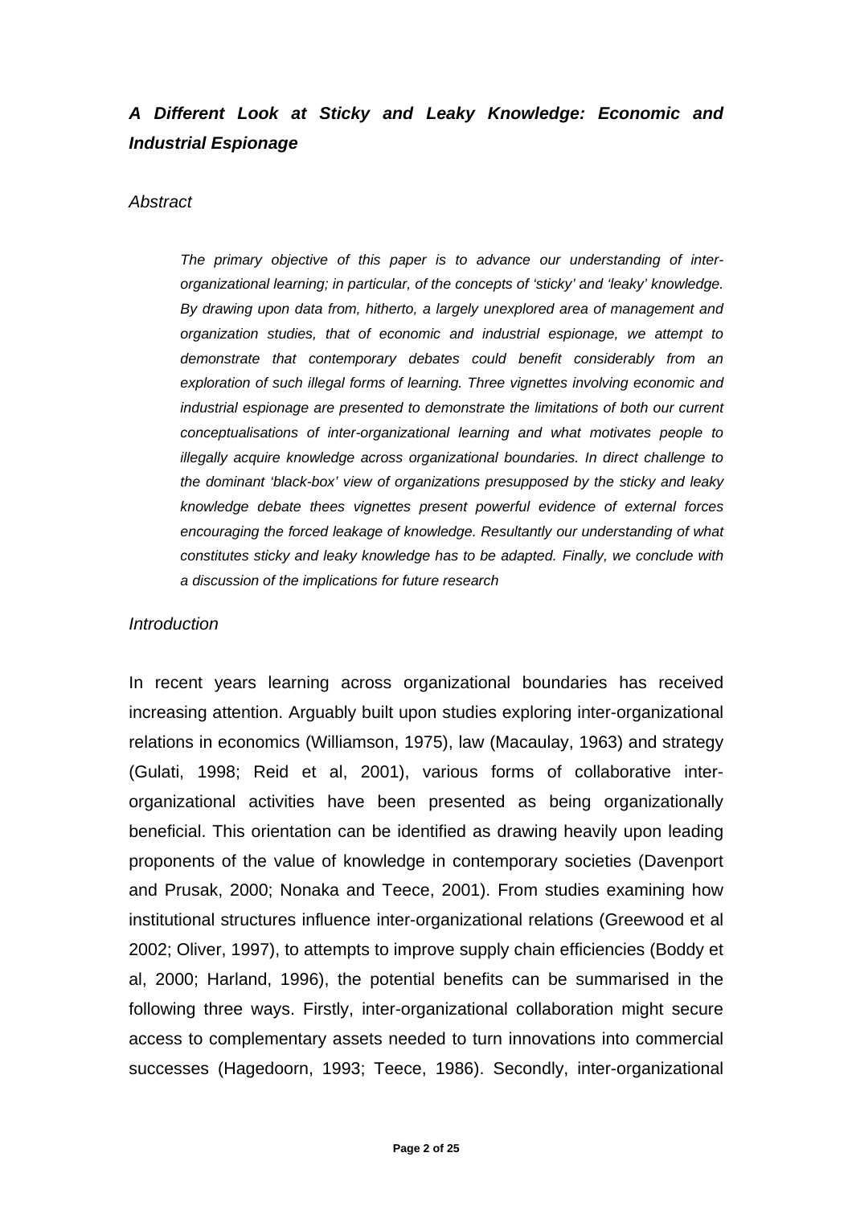# *A Different Look at Sticky and Leaky Knowledge: Economic and Industrial Espionage*

## *Abstract*

> *The primary objective of this paper is to advance our understanding of inter-organizational learning; in particular, of the concepts of 'sticky' and 'leaky' knowledge. By drawing upon data from, hitherto, a largely unexplored area of management and organization studies, that of economic and industrial espionage, we attempt to demonstrate that contemporary debates could benefit considerably from an exploration of such illegal forms of learning. Three vignettes involving economic and industrial espionage are presented to demonstrate the limitations of both our current conceptualisations of inter-organizational learning and what motivates people to illegally acquire knowledge across organizational boundaries. In direct challenge to the dominant 'black-box' view of organizations presupposed by the sticky and leaky knowledge debate thees vignettes present powerful evidence of external forces encouraging the forced leakage of knowledge. Resultantly our understanding of what constitutes sticky and leaky knowledge has to be adapted. Finally, we conclude with a discussion of the implications for future research*

## *Introduction*

In recent years learning across organizational boundaries has received increasing attention. Arguably built upon studies exploring inter-organizational relations in economics (Williamson, 1975), law (Macaulay, 1963) and strategy (Gulati, 1998; Reid et al, 2001), various forms of collaborative inter-organizational activities have been presented as being organizationally beneficial. This orientation can be identified as drawing heavily upon leading proponents of the value of knowledge in contemporary societies (Davenport and Prusak, 2000; Nonaka and Teece, 2001). From studies examining how institutional structures influence inter-organizational relations (Greewood et al 2002; Oliver, 1997), to attempts to improve supply chain efficiencies (Boddy et al, 2000; Harland, 1996), the potential benefits can be summarised in the following three ways. Firstly, inter-organizational collaboration might secure access to complementary assets needed to turn innovations into commercial successes (Hagedoorn, 1993; Teece, 1986). Secondly, inter-organizational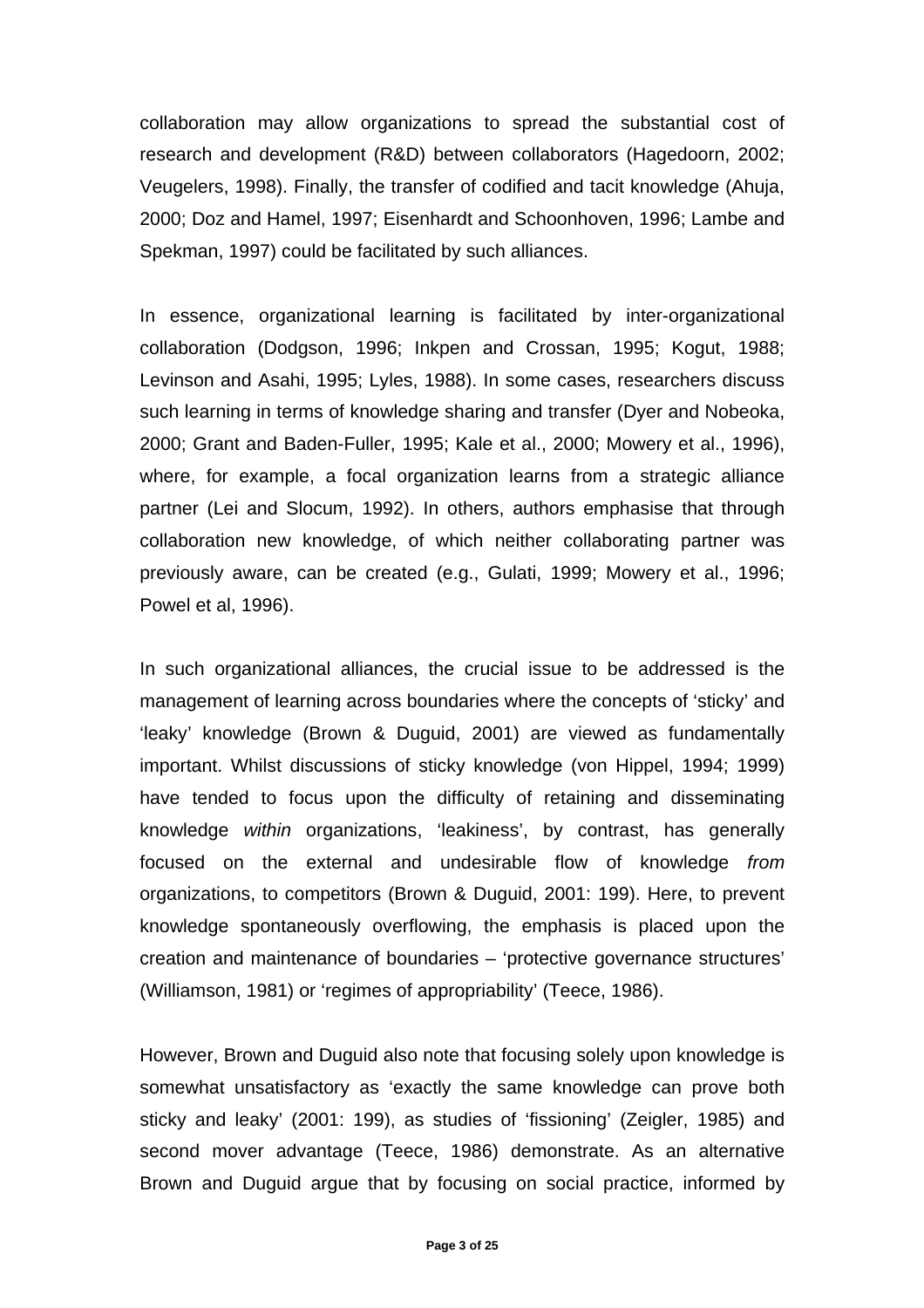collaboration may allow organizations to spread the substantial cost of research and development (R&D) between collaborators (Hagedoorn, 2002; Veugelers, 1998). Finally, the transfer of codified and tacit knowledge (Ahuja, 2000; Doz and Hamel, 1997; Eisenhardt and Schoonhoven, 1996; Lambe and Spekman, 1997) could be facilitated by such alliances.

In essence, organizational learning is facilitated by inter-organizational collaboration (Dodgson, 1996; Inkpen and Crossan, 1995; Kogut, 1988; Levinson and Asahi, 1995; Lyles, 1988). In some cases, researchers discuss such learning in terms of knowledge sharing and transfer (Dyer and Nobeoka, 2000; Grant and Baden-Fuller, 1995; Kale et al., 2000; Mowery et al., 1996), where, for example, a focal organization learns from a strategic alliance partner (Lei and Slocum, 1992). In others, authors emphasise that through collaboration new knowledge, of which neither collaborating partner was previously aware, can be created (e.g., Gulati, 1999; Mowery et al., 1996; Powel et al, 1996).

In such organizational alliances, the crucial issue to be addressed is the management of learning across boundaries where the concepts of 'sticky' and 'leaky' knowledge (Brown & Duguid, 2001) are viewed as fundamentally important. Whilst discussions of sticky knowledge (von Hippel, 1994; 1999) have tended to focus upon the difficulty of retaining and disseminating knowledge *within* organizations, 'leakiness', by contrast, has generally focused on the external and undesirable flow of knowledge *from* organizations, to competitors (Brown & Duguid, 2001: 199). Here, to prevent knowledge spontaneously overflowing, the emphasis is placed upon the creation and maintenance of boundaries – 'protective governance structures' (Williamson, 1981) or 'regimes of appropriability' (Teece, 1986).

However, Brown and Duguid also note that focusing solely upon knowledge is somewhat unsatisfactory as 'exactly the same knowledge can prove both sticky and leaky' (2001: 199), as studies of 'fissioning' (Zeigler, 1985) and second mover advantage (Teece, 1986) demonstrate. As an alternative Brown and Duguid argue that by focusing on social practice, informed by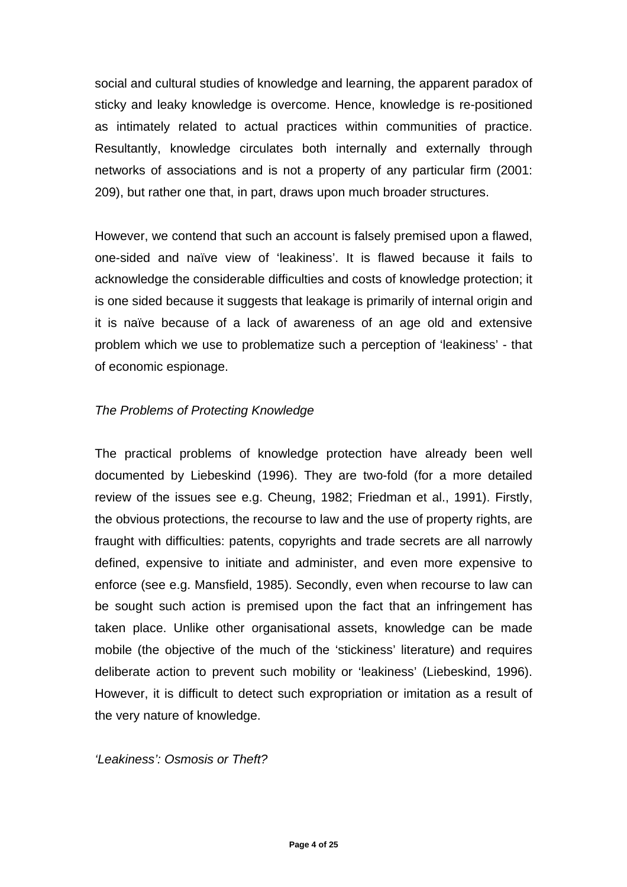social and cultural studies of knowledge and learning, the apparent paradox of sticky and leaky knowledge is overcome. Hence, knowledge is re-positioned as intimately related to actual practices within communities of practice. Resultantly, knowledge circulates both internally and externally through networks of associations and is not a property of any particular firm (2001: 209), but rather one that, in part, draws upon much broader structures.

However, we contend that such an account is falsely premised upon a flawed, one-sided and naïve view of 'leakiness'. It is flawed because it fails to acknowledge the considerable difficulties and costs of knowledge protection; it is one sided because it suggests that leakage is primarily of internal origin and it is naïve because of a lack of awareness of an age old and extensive problem which we use to problematize such a perception of 'leakiness' - that of economic espionage.

*The Problems of Protecting Knowledge*

The practical problems of knowledge protection have already been well documented by Liebeskind (1996). They are two-fold (for a more detailed review of the issues see e.g. Cheung, 1982; Friedman et al., 1991). Firstly, the obvious protections, the recourse to law and the use of property rights, are fraught with difficulties: patents, copyrights and trade secrets are all narrowly defined, expensive to initiate and administer, and even more expensive to enforce (see e.g. Mansfield, 1985). Secondly, even when recourse to law can be sought such action is premised upon the fact that an infringement has taken place. Unlike other organisational assets, knowledge can be made mobile (the objective of the much of the 'stickiness' literature) and requires deliberate action to prevent such mobility or 'leakiness' (Liebeskind, 1996). However, it is difficult to detect such expropriation or imitation as a result of the very nature of knowledge.

*'Leakiness': Osmosis or Theft?*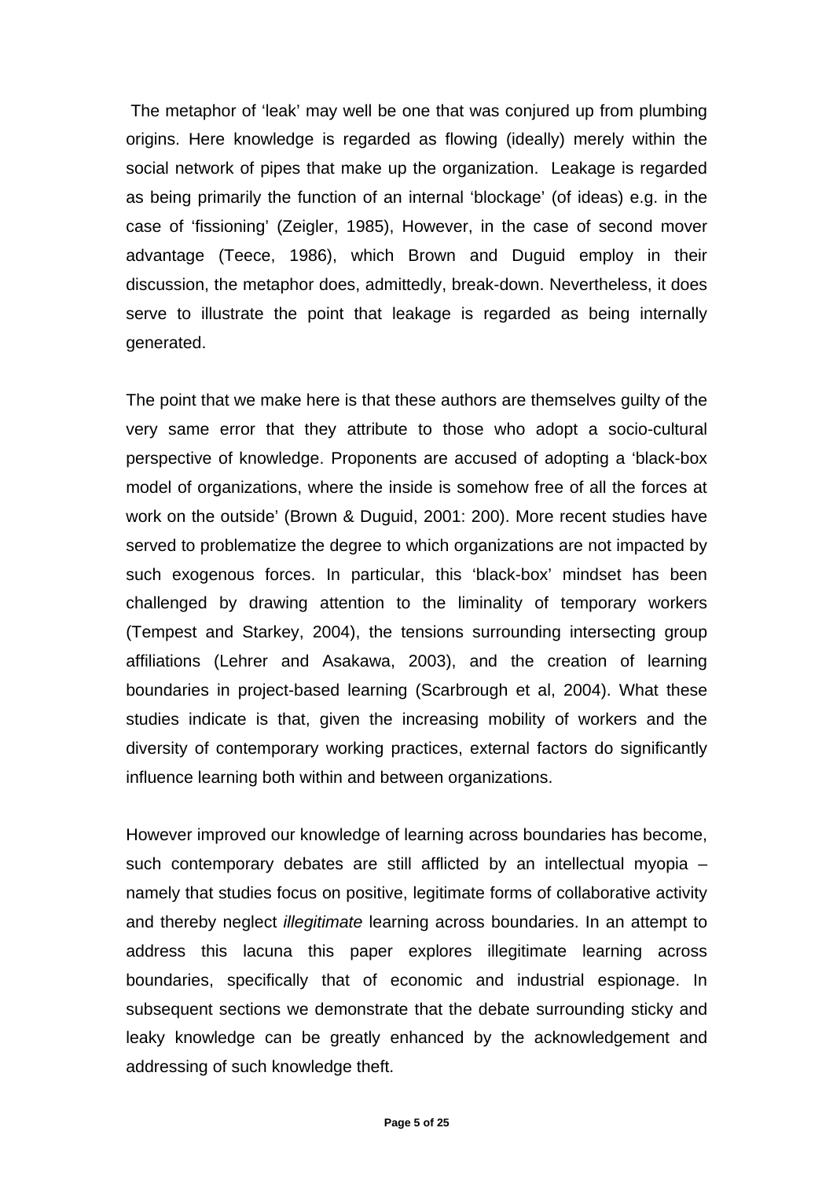The metaphor of 'leak' may well be one that was conjured up from plumbing origins. Here knowledge is regarded as flowing (ideally) merely within the social network of pipes that make up the organization. Leakage is regarded as being primarily the function of an internal 'blockage' (of ideas) e.g. in the case of 'fissioning' (Zeigler, 1985), However, in the case of second mover advantage (Teece, 1986), which Brown and Duguid employ in their discussion, the metaphor does, admittedly, break-down. Nevertheless, it does serve to illustrate the point that leakage is regarded as being internally generated.

The point that we make here is that these authors are themselves guilty of the very same error that they attribute to those who adopt a socio-cultural perspective of knowledge. Proponents are accused of adopting a 'black-box model of organizations, where the inside is somehow free of all the forces at work on the outside' (Brown & Duguid, 2001: 200). More recent studies have served to problematize the degree to which organizations are not impacted by such exogenous forces. In particular, this 'black-box' mindset has been challenged by drawing attention to the liminality of temporary workers (Tempest and Starkey, 2004), the tensions surrounding intersecting group affiliations (Lehrer and Asakawa, 2003), and the creation of learning boundaries in project-based learning (Scarbrough et al, 2004). What these studies indicate is that, given the increasing mobility of workers and the diversity of contemporary working practices, external factors do significantly influence learning both within and between organizations.

However improved our knowledge of learning across boundaries has become, such contemporary debates are still afflicted by an intellectual myopia – namely that studies focus on positive, legitimate forms of collaborative activity and thereby neglect *illegitimate* learning across boundaries. In an attempt to address this lacuna this paper explores illegitimate learning across boundaries, specifically that of economic and industrial espionage. In subsequent sections we demonstrate that the debate surrounding sticky and leaky knowledge can be greatly enhanced by the acknowledgement and addressing of such knowledge theft.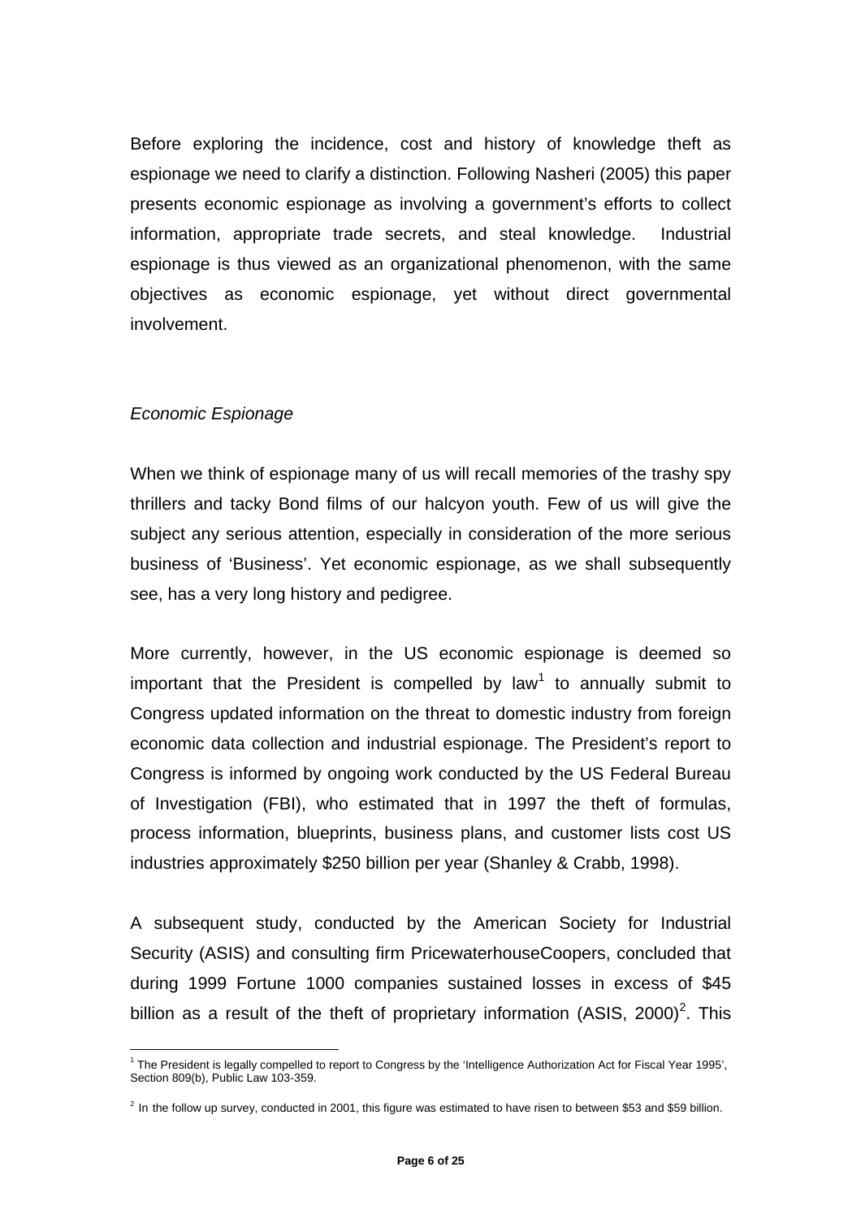Before exploring the incidence, cost and history of knowledge theft as espionage we need to clarify a distinction. Following Nasheri (2005) this paper presents economic espionage as involving a government's efforts to collect information, appropriate trade secrets, and steal knowledge. Industrial espionage is thus viewed as an organizational phenomenon, with the same objectives as economic espionage, yet without direct governmental involvement.

*Economic Espionage*

When we think of espionage many of us will recall memories of the trashy spy thrillers and tacky Bond films of our halcyon youth. Few of us will give the subject any serious attention, especially in consideration of the more serious business of 'Business'. Yet economic espionage, as we shall subsequently see, has a very long history and pedigree.

More currently, however, in the US economic espionage is deemed so important that the President is compelled by law[1] to annually submit to Congress updated information on the threat to domestic industry from foreign economic data collection and industrial espionage. The President's report to Congress is informed by ongoing work conducted by the US Federal Bureau of Investigation (FBI), who estimated that in 1997 the theft of formulas, process information, blueprints, business plans, and customer lists cost US industries approximately \$250 billion per year (Shanley & Crabb, 1998).

A subsequent study, conducted by the American Society for Industrial Security (ASIS) and consulting firm PricewaterhouseCoopers, concluded that during 1999 Fortune 1000 companies sustained losses in excess of \$45 billion as a result of the theft of proprietary information (ASIS, 2000)[2]. This

---

[1] The President is legally compelled to report to Congress by the 'Intelligence Authorization Act for Fiscal Year 1995', Section 809(b), Public Law 103-359.

[2] In the follow up survey, conducted in 2001, this figure was estimated to have risen to between \$53 and \$59 billion.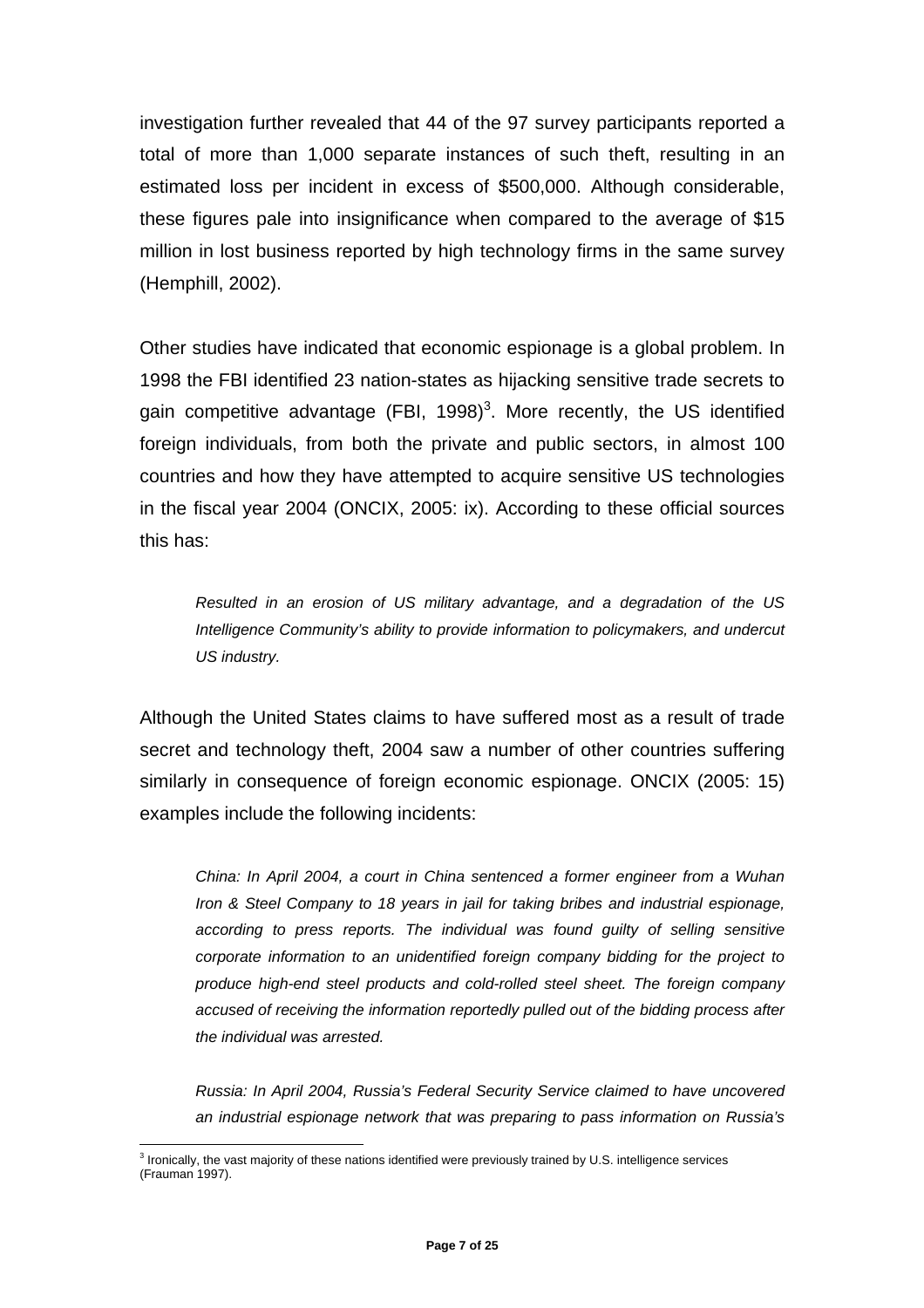investigation further revealed that 44 of the 97 survey participants reported a total of more than 1,000 separate instances of such theft, resulting in an estimated loss per incident in excess of $500,000. Although considerable, these figures pale into insignificance when compared to the average of $15 million in lost business reported by high technology firms in the same survey (Hemphill, 2002).

Other studies have indicated that economic espionage is a global problem. In 1998 the FBI identified 23 nation-states as hijacking sensitive trade secrets to gain competitive advantage (FBI, 1998)[3]. More recently, the US identified foreign individuals, from both the private and public sectors, in almost 100 countries and how they have attempted to acquire sensitive US technologies in the fiscal year 2004 (ONCIX, 2005: ix). According to these official sources this has:

> *Resulted in an erosion of US military advantage, and a degradation of the US Intelligence Community's ability to provide information to policymakers, and undercut US industry.*

Although the United States claims to have suffered most as a result of trade secret and technology theft, 2004 saw a number of other countries suffering similarly in consequence of foreign economic espionage. ONCIX (2005: 15) examples include the following incidents:

> *China: In April 2004, a court in China sentenced a former engineer from a Wuhan Iron & Steel Company to 18 years in jail for taking bribes and industrial espionage, according to press reports. The individual was found guilty of selling sensitive corporate information to an unidentified foreign company bidding for the project to produce high-end steel products and cold-rolled steel sheet. The foreign company accused of receiving the information reportedly pulled out of the bidding process after the individual was arrested.*
>
> *Russia: In April 2004, Russia's Federal Security Service claimed to have uncovered an industrial espionage network that was preparing to pass information on Russia's*

[3] Ironically, the vast majority of these nations identified were previously trained by U.S. intelligence services (Frauman 1997).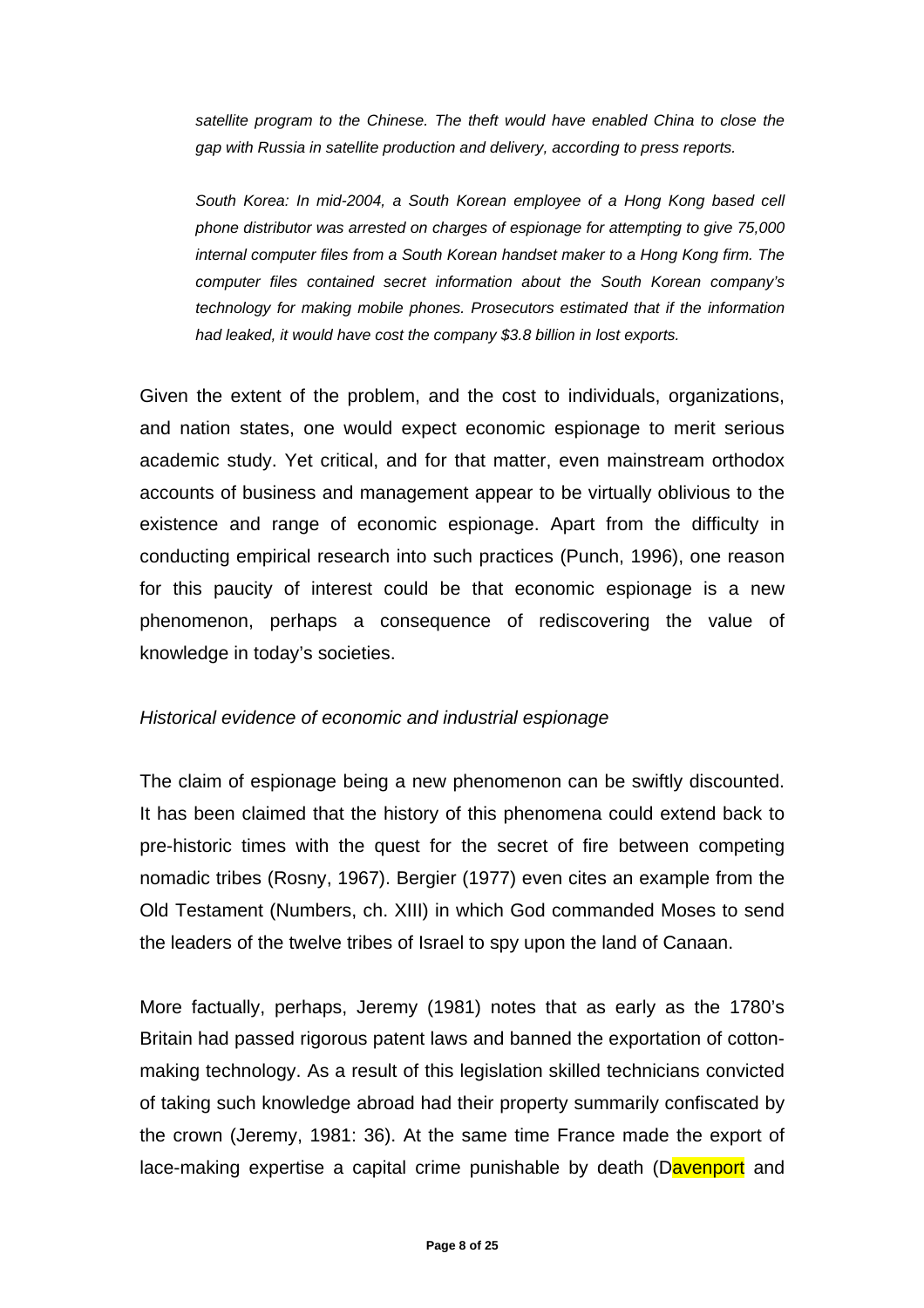*satellite program to the Chinese. The theft would have enabled China to close the gap with Russia in satellite production and delivery, according to press reports.*

*South Korea: In mid-2004, a South Korean employee of a Hong Kong based cell phone distributor was arrested on charges of espionage for attempting to give 75,000 internal computer files from a South Korean handset maker to a Hong Kong firm. The computer files contained secret information about the South Korean company's technology for making mobile phones. Prosecutors estimated that if the information had leaked, it would have cost the company $3.8 billion in lost exports.*

Given the extent of the problem, and the cost to individuals, organizations, and nation states, one would expect economic espionage to merit serious academic study. Yet critical, and for that matter, even mainstream orthodox accounts of business and management appear to be virtually oblivious to the existence and range of economic espionage. Apart from the difficulty in conducting empirical research into such practices (Punch, 1996), one reason for this paucity of interest could be that economic espionage is a new phenomenon, perhaps a consequence of rediscovering the value of knowledge in today's societies.

*Historical evidence of economic and industrial espionage*

The claim of espionage being a new phenomenon can be swiftly discounted. It has been claimed that the history of this phenomena could extend back to pre-historic times with the quest for the secret of fire between competing nomadic tribes (Rosny, 1967). Bergier (1977) even cites an example from the Old Testament (Numbers, ch. XIII) in which God commanded Moses to send the leaders of the twelve tribes of Israel to spy upon the land of Canaan.

More factually, perhaps, Jeremy (1981) notes that as early as the 1780's Britain had passed rigorous patent laws and banned the exportation of cotton-making technology. As a result of this legislation skilled technicians convicted of taking such knowledge abroad had their property summarily confiscated by the crown (Jeremy, 1981: 36). At the same time France made the export of lace-making expertise a capital crime punishable by death (Davenport and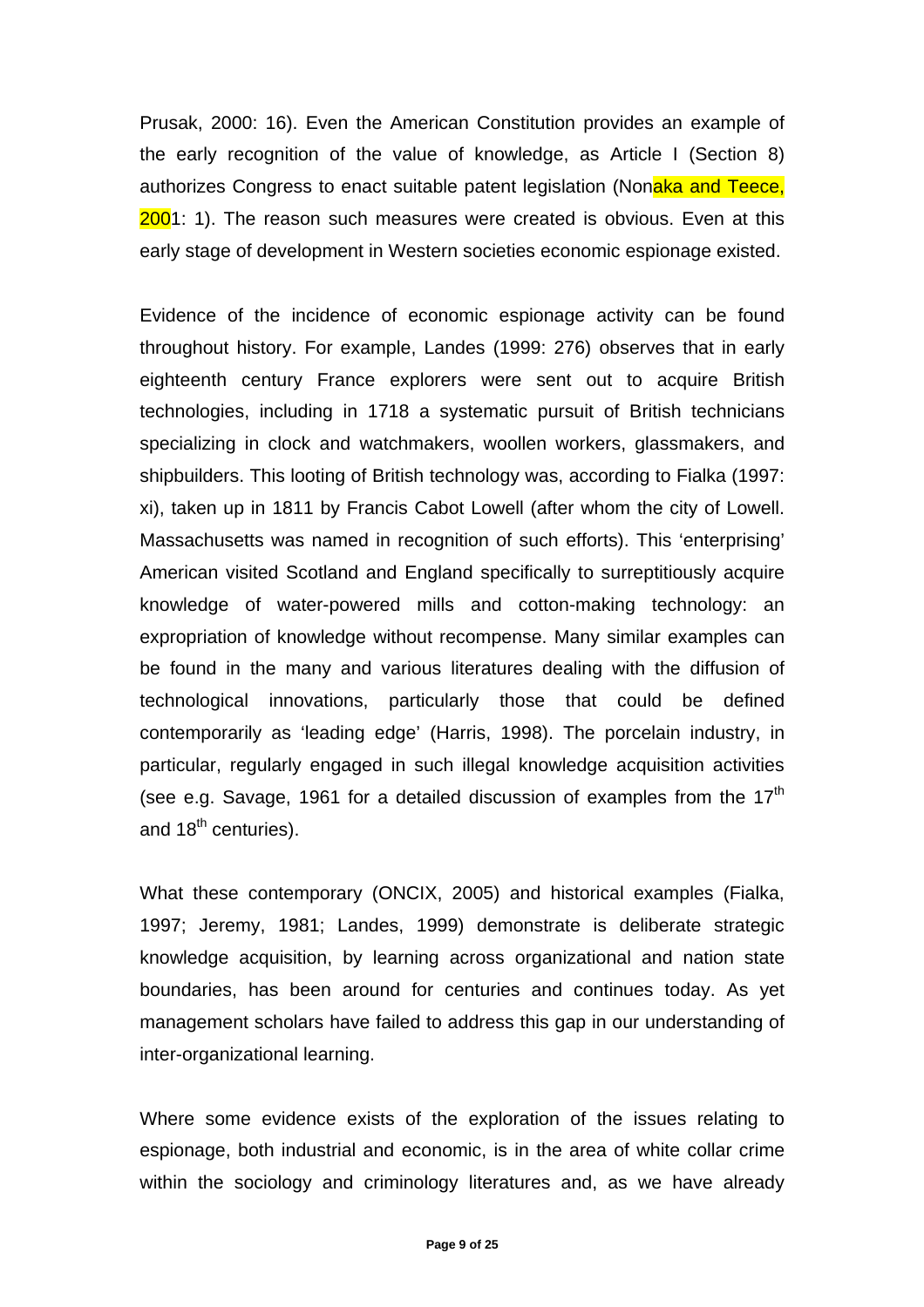Prusak, 2000: 16). Even the American Constitution provides an example of the early recognition of the value of knowledge, as Article I (Section 8) authorizes Congress to enact suitable patent legislation (Nonaka and Teece, 2001: 1). The reason such measures were created is obvious. Even at this early stage of development in Western societies economic espionage existed.

Evidence of the incidence of economic espionage activity can be found throughout history. For example, Landes (1999: 276) observes that in early eighteenth century France explorers were sent out to acquire British technologies, including in 1718 a systematic pursuit of British technicians specializing in clock and watchmakers, woollen workers, glassmakers, and shipbuilders. This looting of British technology was, according to Fialka (1997: xi), taken up in 1811 by Francis Cabot Lowell (after whom the city of Lowell. Massachusetts was named in recognition of such efforts). This 'enterprising' American visited Scotland and England specifically to surreptitiously acquire knowledge of water-powered mills and cotton-making technology: an expropriation of knowledge without recompense. Many similar examples can be found in the many and various literatures dealing with the diffusion of technological innovations, particularly those that could be defined contemporarily as 'leading edge' (Harris, 1998). The porcelain industry, in particular, regularly engaged in such illegal knowledge acquisition activities (see e.g. Savage, 1961 for a detailed discussion of examples from the 17th and 18th centuries).

What these contemporary (ONCIX, 2005) and historical examples (Fialka, 1997; Jeremy, 1981; Landes, 1999) demonstrate is deliberate strategic knowledge acquisition, by learning across organizational and nation state boundaries, has been around for centuries and continues today. As yet management scholars have failed to address this gap in our understanding of inter-organizational learning.

Where some evidence exists of the exploration of the issues relating to espionage, both industrial and economic, is in the area of white collar crime within the sociology and criminology literatures and, as we have already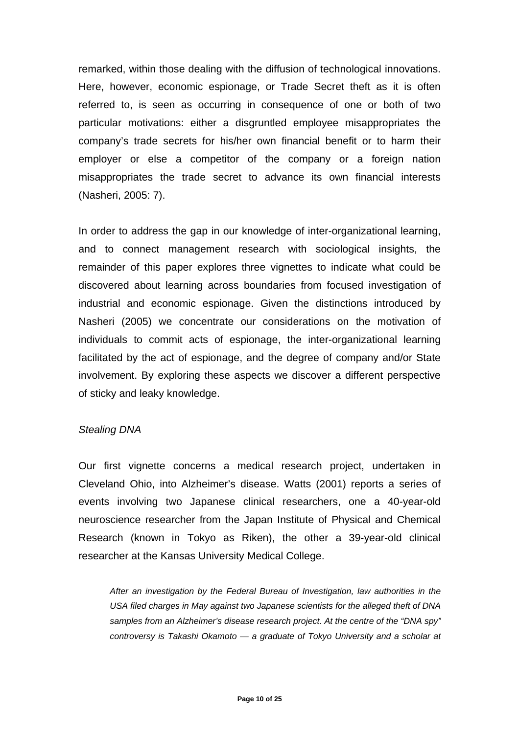remarked, within those dealing with the diffusion of technological innovations. Here, however, economic espionage, or Trade Secret theft as it is often referred to, is seen as occurring in consequence of one or both of two particular motivations: either a disgruntled employee misappropriates the company's trade secrets for his/her own financial benefit or to harm their employer or else a competitor of the company or a foreign nation misappropriates the trade secret to advance its own financial interests (Nasheri, 2005: 7).

In order to address the gap in our knowledge of inter-organizational learning, and to connect management research with sociological insights, the remainder of this paper explores three vignettes to indicate what could be discovered about learning across boundaries from focused investigation of industrial and economic espionage. Given the distinctions introduced by Nasheri (2005) we concentrate our considerations on the motivation of individuals to commit acts of espionage, the inter-organizational learning facilitated by the act of espionage, and the degree of company and/or State involvement. By exploring these aspects we discover a different perspective of sticky and leaky knowledge.

*Stealing DNA*

Our first vignette concerns a medical research project, undertaken in Cleveland Ohio, into Alzheimer's disease. Watts (2001) reports a series of events involving two Japanese clinical researchers, one a 40-year-old neuroscience researcher from the Japan Institute of Physical and Chemical Research (known in Tokyo as Riken), the other a 39-year-old clinical researcher at the Kansas University Medical College.

> *After an investigation by the Federal Bureau of Investigation, law authorities in the USA filed charges in May against two Japanese scientists for the alleged theft of DNA samples from an Alzheimer's disease research project. At the centre of the "DNA spy" controversy is Takashi Okamoto — a graduate of Tokyo University and a scholar at*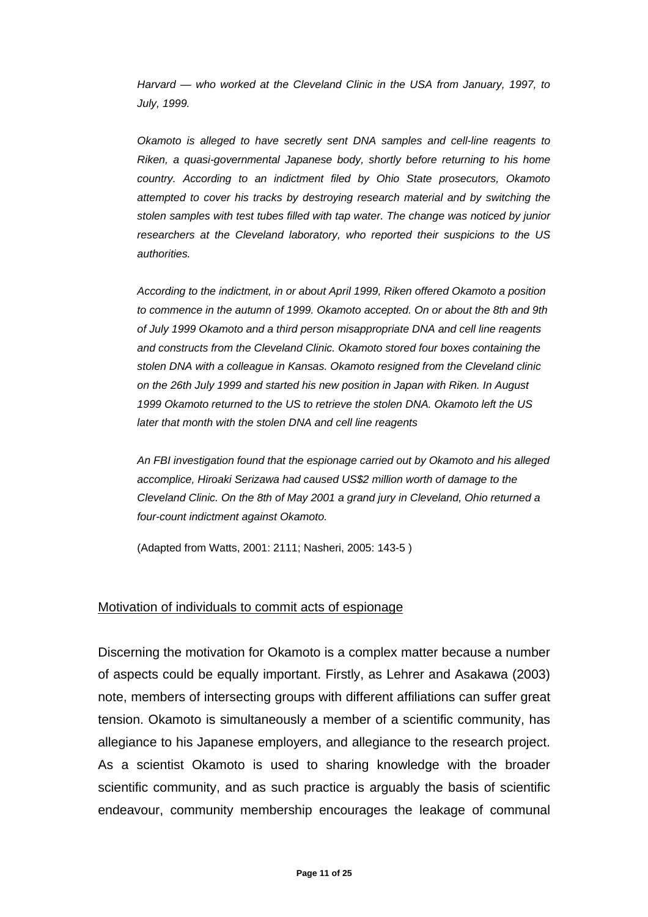*Harvard — who worked at the Cleveland Clinic in the USA from January, 1997, to July, 1999.*

*Okamoto is alleged to have secretly sent DNA samples and cell-line reagents to Riken, a quasi-governmental Japanese body, shortly before returning to his home country. According to an indictment filed by Ohio State prosecutors, Okamoto attempted to cover his tracks by destroying research material and by switching the stolen samples with test tubes filled with tap water. The change was noticed by junior researchers at the Cleveland laboratory, who reported their suspicions to the US authorities.*

*According to the indictment, in or about April 1999, Riken offered Okamoto a position to commence in the autumn of 1999. Okamoto accepted. On or about the 8th and 9th of July 1999 Okamoto and a third person misappropriate DNA and cell line reagents and constructs from the Cleveland Clinic. Okamoto stored four boxes containing the stolen DNA with a colleague in Kansas. Okamoto resigned from the Cleveland clinic on the 26th July 1999 and started his new position in Japan with Riken. In August 1999 Okamoto returned to the US to retrieve the stolen DNA. Okamoto left the US later that month with the stolen DNA and cell line reagents*

*An FBI investigation found that the espionage carried out by Okamoto and his alleged accomplice, Hiroaki Serizawa had caused US$2 million worth of damage to the Cleveland Clinic. On the 8th of May 2001 a grand jury in Cleveland, Ohio returned a four-count indictment against Okamoto.*

(Adapted from Watts, 2001: 2111; Nasheri, 2005: 143-5 )

## Motivation of individuals to commit acts of espionage

Discerning the motivation for Okamoto is a complex matter because a number of aspects could be equally important. Firstly, as Lehrer and Asakawa (2003) note, members of intersecting groups with different affiliations can suffer great tension. Okamoto is simultaneously a member of a scientific community, has allegiance to his Japanese employers, and allegiance to the research project. As a scientist Okamoto is used to sharing knowledge with the broader scientific community, and as such practice is arguably the basis of scientific endeavour, community membership encourages the leakage of communal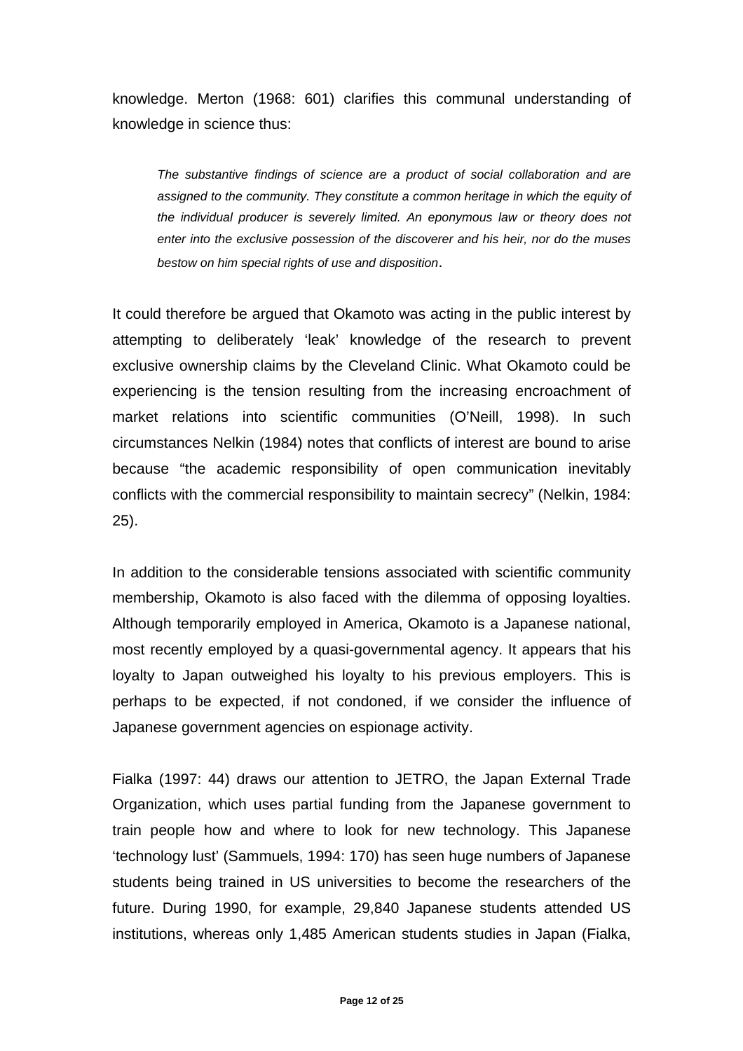knowledge. Merton (1968: 601) clarifies this communal understanding of knowledge in science thus:

> *The substantive findings of science are a product of social collaboration and are assigned to the community. They constitute a common heritage in which the equity of the individual producer is severely limited. An eponymous law or theory does not enter into the exclusive possession of the discoverer and his heir, nor do the muses bestow on him special rights of use and disposition*.

It could therefore be argued that Okamoto was acting in the public interest by attempting to deliberately 'leak' knowledge of the research to prevent exclusive ownership claims by the Cleveland Clinic. What Okamoto could be experiencing is the tension resulting from the increasing encroachment of market relations into scientific communities (O'Neill, 1998). In such circumstances Nelkin (1984) notes that conflicts of interest are bound to arise because "the academic responsibility of open communication inevitably conflicts with the commercial responsibility to maintain secrecy" (Nelkin, 1984: 25).

In addition to the considerable tensions associated with scientific community membership, Okamoto is also faced with the dilemma of opposing loyalties. Although temporarily employed in America, Okamoto is a Japanese national, most recently employed by a quasi-governmental agency. It appears that his loyalty to Japan outweighed his loyalty to his previous employers. This is perhaps to be expected, if not condoned, if we consider the influence of Japanese government agencies on espionage activity.

Fialka (1997: 44) draws our attention to JETRO, the Japan External Trade Organization, which uses partial funding from the Japanese government to train people how and where to look for new technology. This Japanese 'technology lust' (Sammuels, 1994: 170) has seen huge numbers of Japanese students being trained in US universities to become the researchers of the future. During 1990, for example, 29,840 Japanese students attended US institutions, whereas only 1,485 American students studies in Japan (Fialka,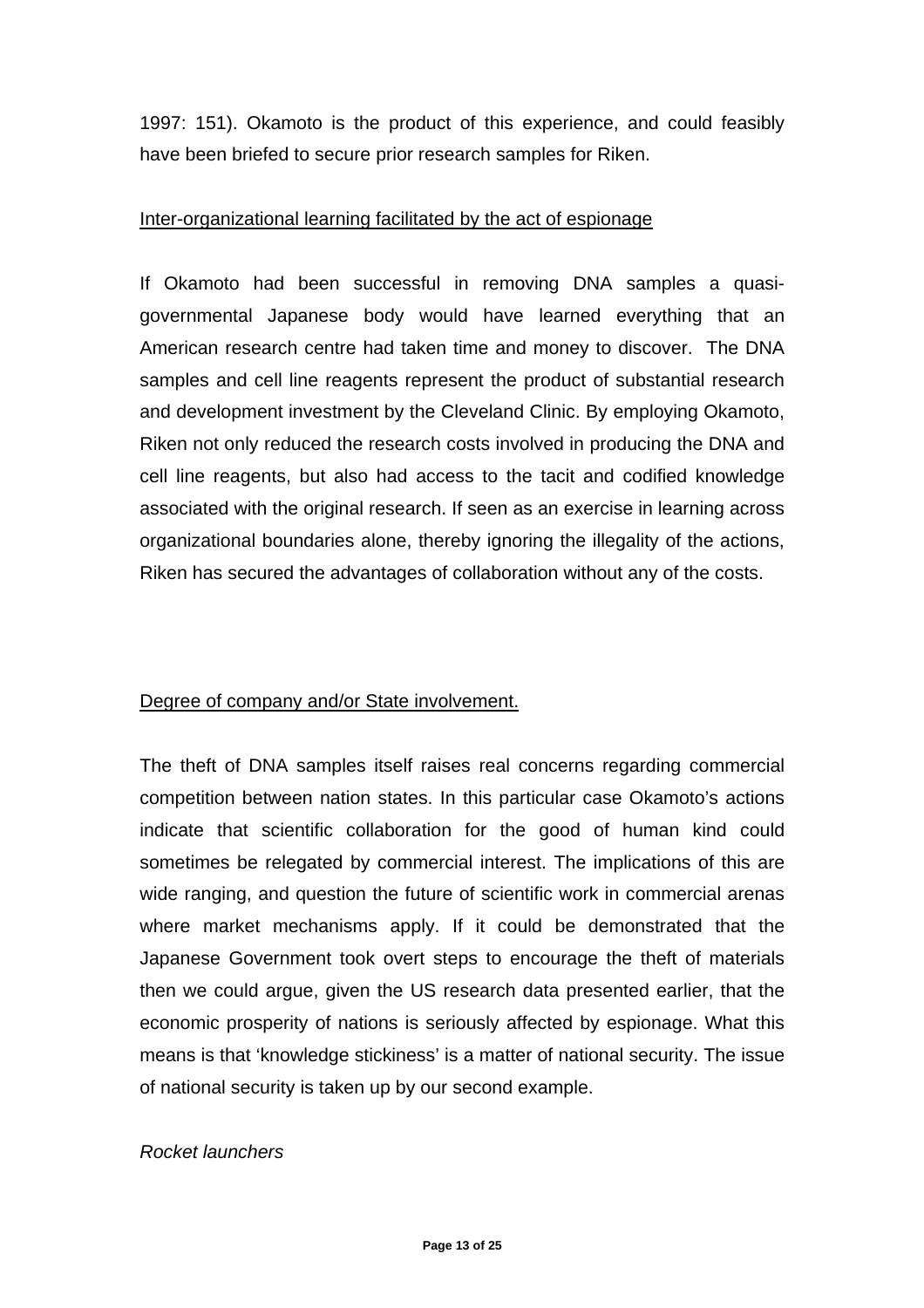1997: 151). Okamoto is the product of this experience, and could feasibly have been briefed to secure prior research samples for Riken.

<u>Inter-organizational learning facilitated by the act of espionage</u>

If Okamoto had been successful in removing DNA samples a quasi-governmental Japanese body would have learned everything that an American research centre had taken time and money to discover. The DNA samples and cell line reagents represent the product of substantial research and development investment by the Cleveland Clinic. By employing Okamoto, Riken not only reduced the research costs involved in producing the DNA and cell line reagents, but also had access to the tacit and codified knowledge associated with the original research. If seen as an exercise in learning across organizational boundaries alone, thereby ignoring the illegality of the actions, Riken has secured the advantages of collaboration without any of the costs.

<u>Degree of company and/or State involvement.</u>

The theft of DNA samples itself raises real concerns regarding commercial competition between nation states. In this particular case Okamoto's actions indicate that scientific collaboration for the good of human kind could sometimes be relegated by commercial interest. The implications of this are wide ranging, and question the future of scientific work in commercial arenas where market mechanisms apply. If it could be demonstrated that the Japanese Government took overt steps to encourage the theft of materials then we could argue, given the US research data presented earlier, that the economic prosperity of nations is seriously affected by espionage. What this means is that 'knowledge stickiness' is a matter of national security. The issue of national security is taken up by our second example.

*Rocket launchers*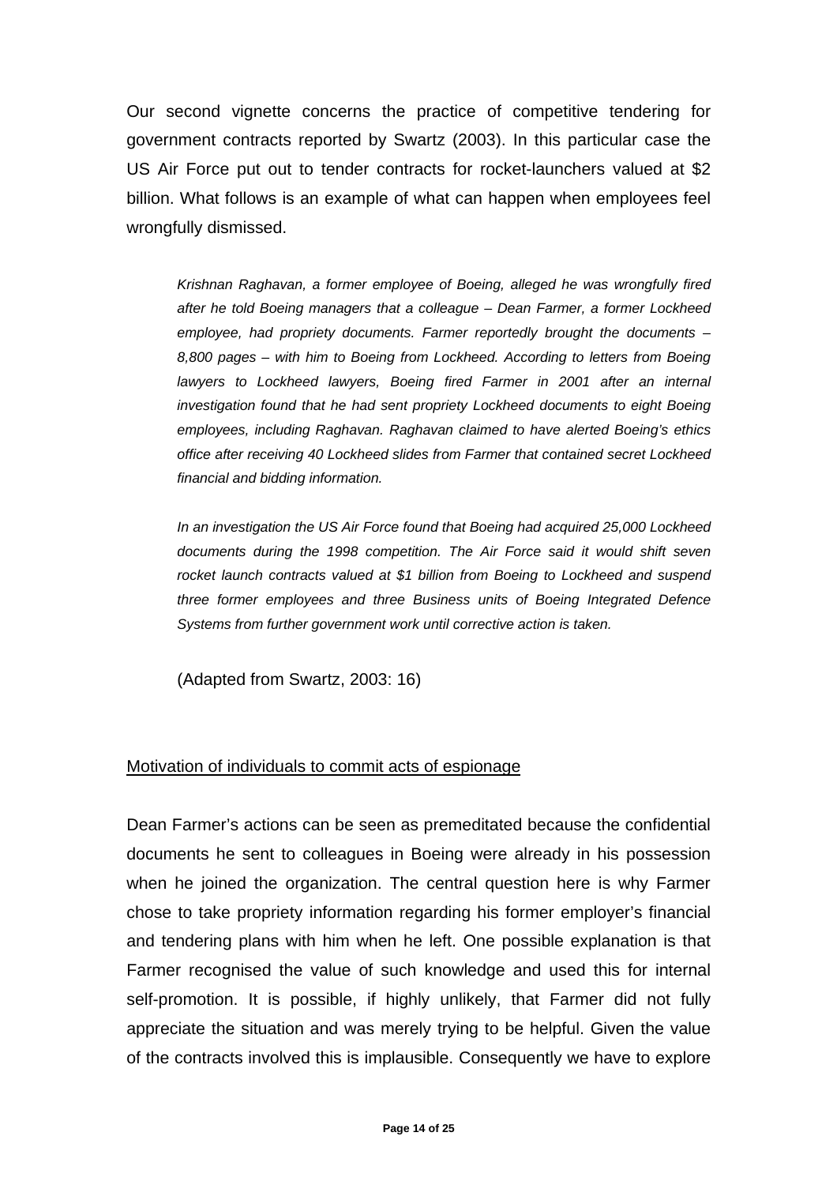Our second vignette concerns the practice of competitive tendering for government contracts reported by Swartz (2003). In this particular case the US Air Force put out to tender contracts for rocket-launchers valued at $2 billion. What follows is an example of what can happen when employees feel wrongfully dismissed.

> *Krishnan Raghavan, a former employee of Boeing, alleged he was wrongfully fired after he told Boeing managers that a colleague – Dean Farmer, a former Lockheed employee, had propriety documents. Farmer reportedly brought the documents – 8,800 pages – with him to Boeing from Lockheed. According to letters from Boeing lawyers to Lockheed lawyers, Boeing fired Farmer in 2001 after an internal investigation found that he had sent propriety Lockheed documents to eight Boeing employees, including Raghavan. Raghavan claimed to have alerted Boeing's ethics office after receiving 40 Lockheed slides from Farmer that contained secret Lockheed financial and bidding information.*
>
> *In an investigation the US Air Force found that Boeing had acquired 25,000 Lockheed documents during the 1998 competition. The Air Force said it would shift seven rocket launch contracts valued at $1 billion from Boeing to Lockheed and suspend three former employees and three Business units of Boeing Integrated Defence Systems from further government work until corrective action is taken.*
>
> (Adapted from Swartz, 2003: 16)

<u>Motivation of individuals to commit acts of espionage</u>

Dean Farmer's actions can be seen as premeditated because the confidential documents he sent to colleagues in Boeing were already in his possession when he joined the organization. The central question here is why Farmer chose to take propriety information regarding his former employer's financial and tendering plans with him when he left. One possible explanation is that Farmer recognised the value of such knowledge and used this for internal self-promotion. It is possible, if highly unlikely, that Farmer did not fully appreciate the situation and was merely trying to be helpful. Given the value of the contracts involved this is implausible. Consequently we have to explore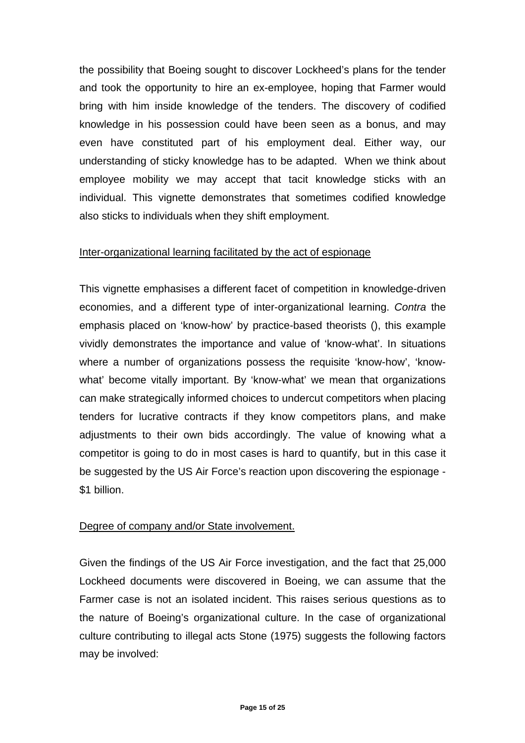the possibility that Boeing sought to discover Lockheed's plans for the tender and took the opportunity to hire an ex-employee, hoping that Farmer would bring with him inside knowledge of the tenders. The discovery of codified knowledge in his possession could have been seen as a bonus, and may even have constituted part of his employment deal. Either way, our understanding of sticky knowledge has to be adapted. When we think about employee mobility we may accept that tacit knowledge sticks with an individual. This vignette demonstrates that sometimes codified knowledge also sticks to individuals when they shift employment.

<u>Inter-organizational learning facilitated by the act of espionage</u>

This vignette emphasises a different facet of competition in knowledge-driven economies, and a different type of inter-organizational learning. *Contra* the emphasis placed on 'know-how' by practice-based theorists (), this example vividly demonstrates the importance and value of 'know-what'. In situations where a number of organizations possess the requisite 'know-how', 'know-what' become vitally important. By 'know-what' we mean that organizations can make strategically informed choices to undercut competitors when placing tenders for lucrative contracts if they know competitors plans, and make adjustments to their own bids accordingly. The value of knowing what a competitor is going to do in most cases is hard to quantify, but in this case it be suggested by the US Air Force's reaction upon discovering the espionage - $1 billion.

<u>Degree of company and/or State involvement.</u>

Given the findings of the US Air Force investigation, and the fact that 25,000 Lockheed documents were discovered in Boeing, we can assume that the Farmer case is not an isolated incident. This raises serious questions as to the nature of Boeing's organizational culture. In the case of organizational culture contributing to illegal acts Stone (1975) suggests the following factors may be involved: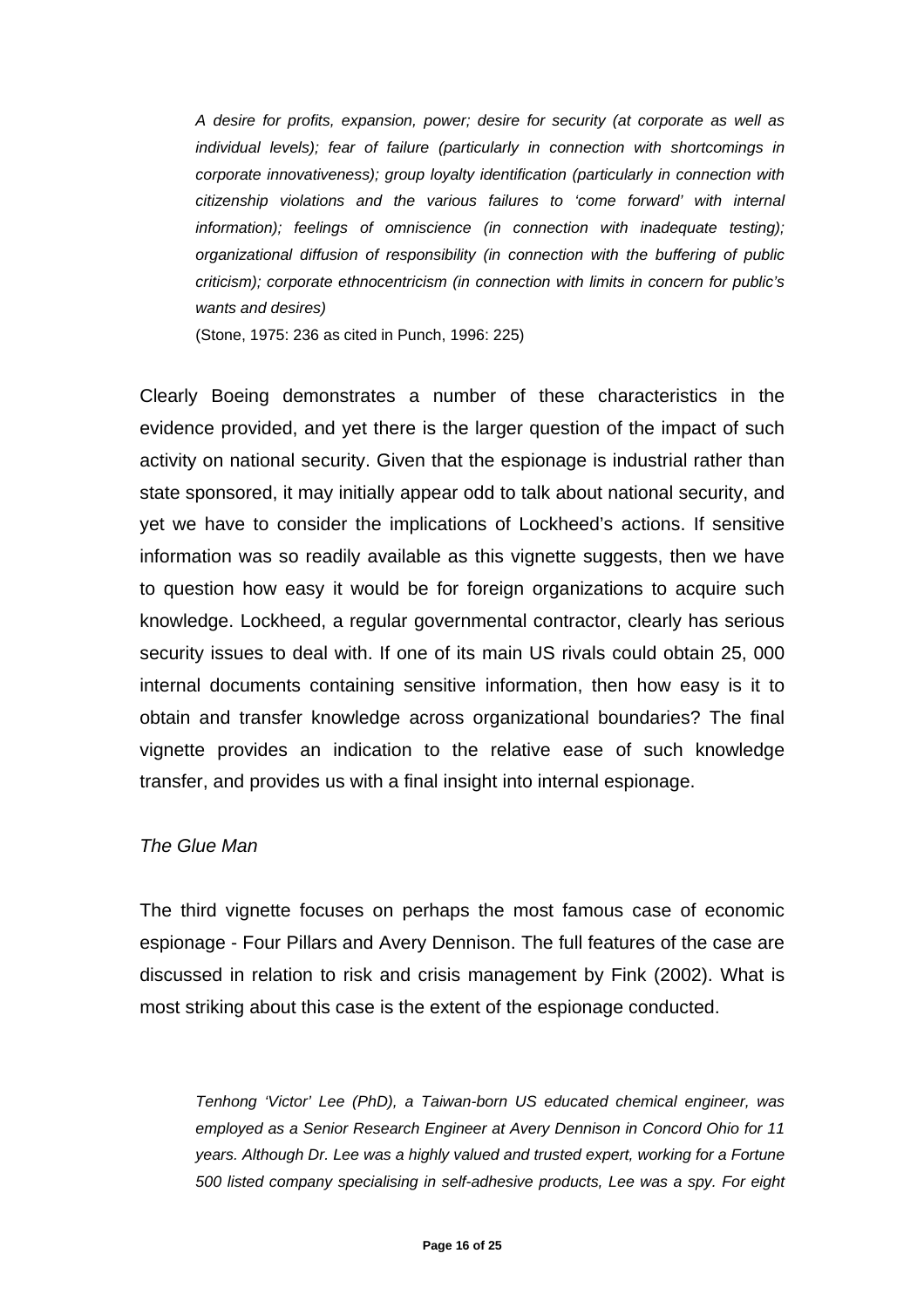> *A desire for profits, expansion, power; desire for security (at corporate as well as individual levels); fear of failure (particularly in connection with shortcomings in corporate innovativeness); group loyalty identification (particularly in connection with citizenship violations and the various failures to 'come forward' with internal information); feelings of omniscience (in connection with inadequate testing); organizational diffusion of responsibility (in connection with the buffering of public criticism); corporate ethnocentricism (in connection with limits in concern for public's wants and desires)*
>
> (Stone, 1975: 236 as cited in Punch, 1996: 225)

Clearly Boeing demonstrates a number of these characteristics in the evidence provided, and yet there is the larger question of the impact of such activity on national security. Given that the espionage is industrial rather than state sponsored, it may initially appear odd to talk about national security, and yet we have to consider the implications of Lockheed's actions. If sensitive information was so readily available as this vignette suggests, then we have to question how easy it would be for foreign organizations to acquire such knowledge. Lockheed, a regular governmental contractor, clearly has serious security issues to deal with. If one of its main US rivals could obtain 25, 000 internal documents containing sensitive information, then how easy is it to obtain and transfer knowledge across organizational boundaries? The final vignette provides an indication to the relative ease of such knowledge transfer, and provides us with a final insight into internal espionage.

*The Glue Man*

The third vignette focuses on perhaps the most famous case of economic espionage - Four Pillars and Avery Dennison. The full features of the case are discussed in relation to risk and crisis management by Fink (2002). What is most striking about this case is the extent of the espionage conducted.

> *Tenhong 'Victor' Lee (PhD), a Taiwan-born US educated chemical engineer, was employed as a Senior Research Engineer at Avery Dennison in Concord Ohio for 11 years. Although Dr. Lee was a highly valued and trusted expert, working for a Fortune 500 listed company specialising in self-adhesive products, Lee was a spy. For eight*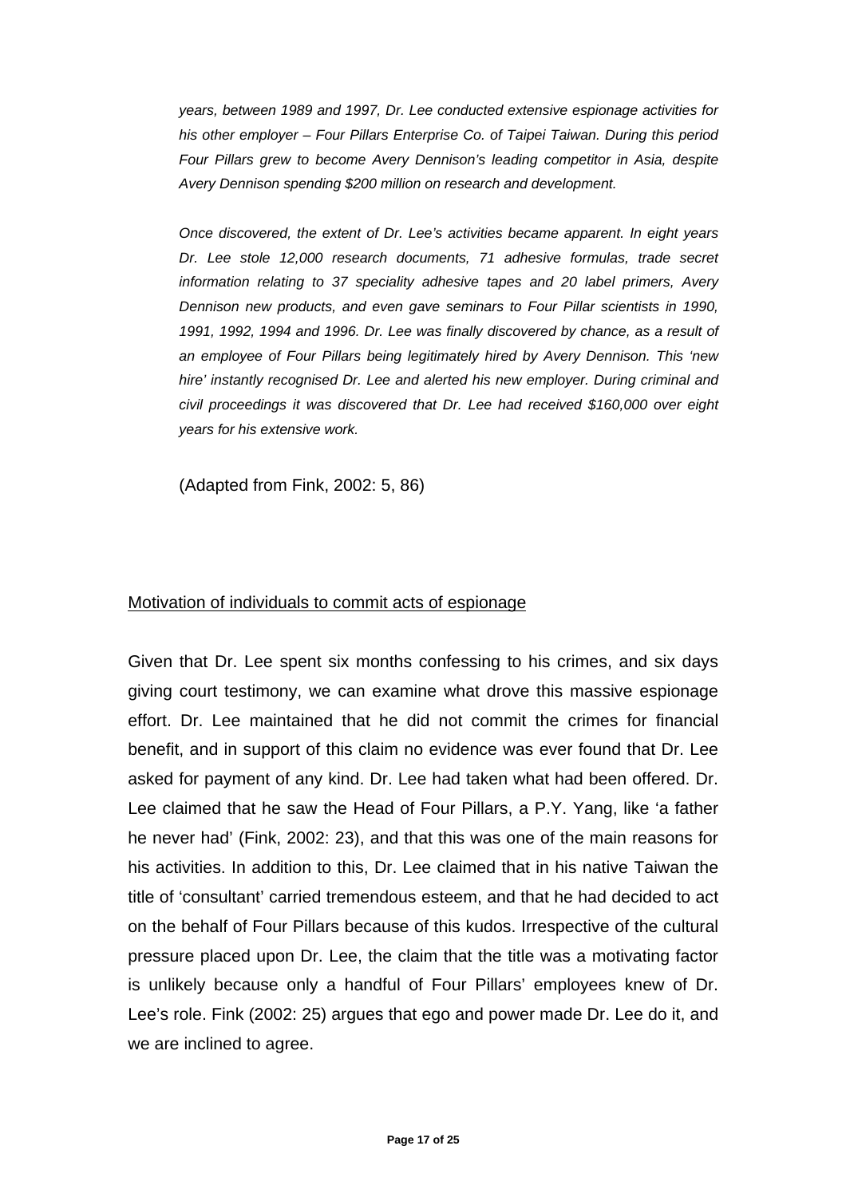*years, between 1989 and 1997, Dr. Lee conducted extensive espionage activities for his other employer – Four Pillars Enterprise Co. of Taipei Taiwan. During this period Four Pillars grew to become Avery Dennison's leading competitor in Asia, despite Avery Dennison spending $200 million on research and development.*

*Once discovered, the extent of Dr. Lee's activities became apparent. In eight years Dr. Lee stole 12,000 research documents, 71 adhesive formulas, trade secret information relating to 37 speciality adhesive tapes and 20 label primers, Avery Dennison new products, and even gave seminars to Four Pillar scientists in 1990, 1991, 1992, 1994 and 1996. Dr. Lee was finally discovered by chance, as a result of an employee of Four Pillars being legitimately hired by Avery Dennison. This 'new hire' instantly recognised Dr. Lee and alerted his new employer. During criminal and civil proceedings it was discovered that Dr. Lee had received $160,000 over eight years for his extensive work.*

(Adapted from Fink, 2002: 5, 86)

## Motivation of individuals to commit acts of espionage

Given that Dr. Lee spent six months confessing to his crimes, and six days giving court testimony, we can examine what drove this massive espionage effort. Dr. Lee maintained that he did not commit the crimes for financial benefit, and in support of this claim no evidence was ever found that Dr. Lee asked for payment of any kind. Dr. Lee had taken what had been offered. Dr. Lee claimed that he saw the Head of Four Pillars, a P.Y. Yang, like 'a father he never had' (Fink, 2002: 23), and that this was one of the main reasons for his activities. In addition to this, Dr. Lee claimed that in his native Taiwan the title of 'consultant' carried tremendous esteem, and that he had decided to act on the behalf of Four Pillars because of this kudos. Irrespective of the cultural pressure placed upon Dr. Lee, the claim that the title was a motivating factor is unlikely because only a handful of Four Pillars' employees knew of Dr. Lee's role. Fink (2002: 25) argues that ego and power made Dr. Lee do it, and we are inclined to agree.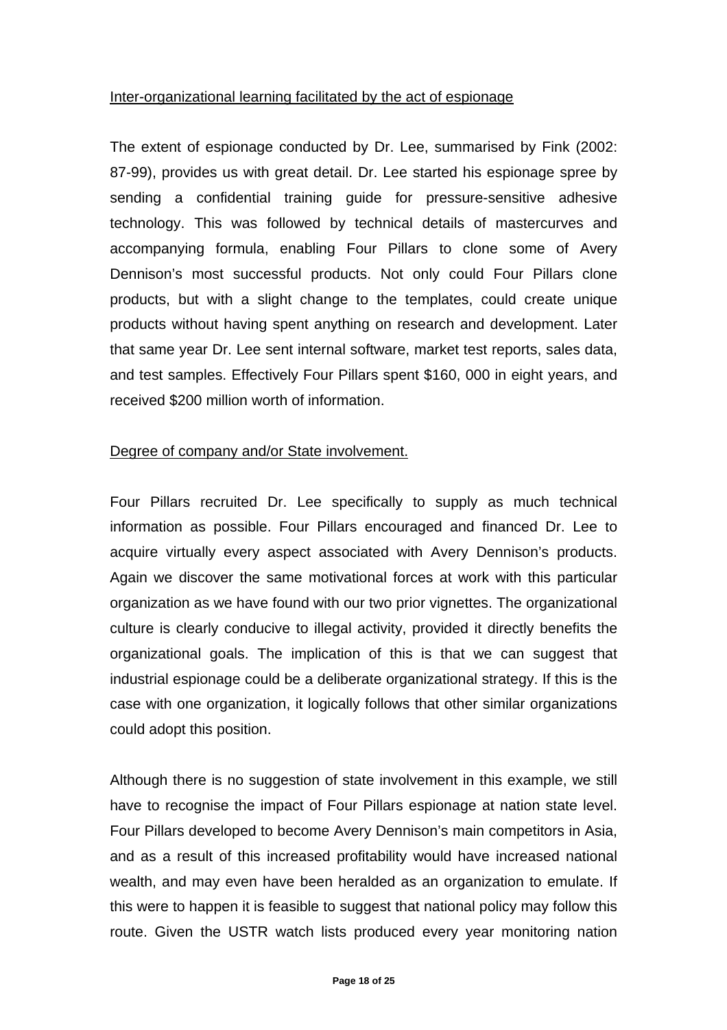Inter-organizational learning facilitated by the act of espionage

The extent of espionage conducted by Dr. Lee, summarised by Fink (2002: 87-99), provides us with great detail. Dr. Lee started his espionage spree by sending a confidential training guide for pressure-sensitive adhesive technology. This was followed by technical details of mastercurves and accompanying formula, enabling Four Pillars to clone some of Avery Dennison's most successful products. Not only could Four Pillars clone products, but with a slight change to the templates, could create unique products without having spent anything on research and development. Later that same year Dr. Lee sent internal software, market test reports, sales data, and test samples. Effectively Four Pillars spent $160, 000 in eight years, and received $200 million worth of information.

Degree of company and/or State involvement.

Four Pillars recruited Dr. Lee specifically to supply as much technical information as possible. Four Pillars encouraged and financed Dr. Lee to acquire virtually every aspect associated with Avery Dennison's products. Again we discover the same motivational forces at work with this particular organization as we have found with our two prior vignettes. The organizational culture is clearly conducive to illegal activity, provided it directly benefits the organizational goals. The implication of this is that we can suggest that industrial espionage could be a deliberate organizational strategy. If this is the case with one organization, it logically follows that other similar organizations could adopt this position.

Although there is no suggestion of state involvement in this example, we still have to recognise the impact of Four Pillars espionage at nation state level. Four Pillars developed to become Avery Dennison's main competitors in Asia, and as a result of this increased profitability would have increased national wealth, and may even have been heralded as an organization to emulate. If this were to happen it is feasible to suggest that national policy may follow this route. Given the USTR watch lists produced every year monitoring nation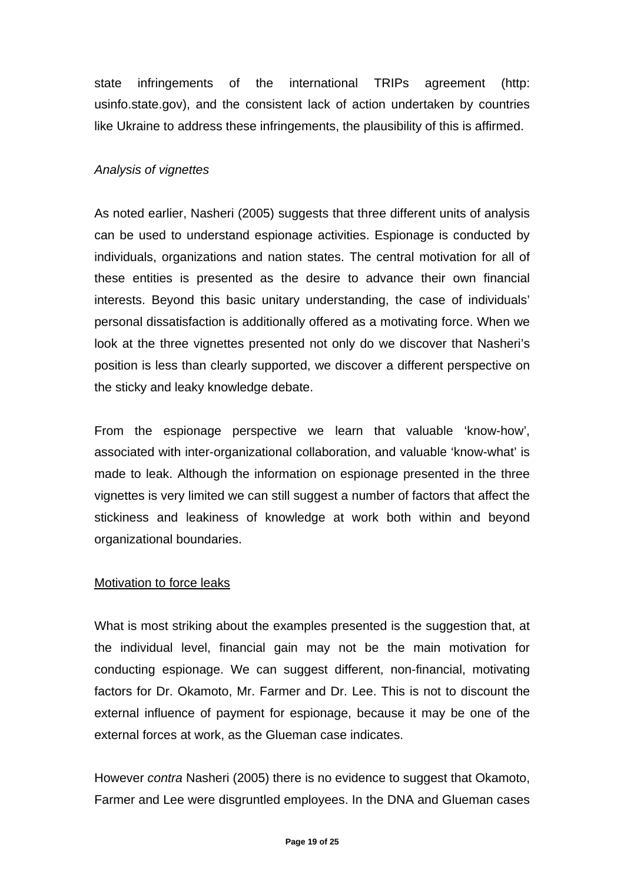state infringements of the international TRIPs agreement (http: usinfo.state.gov), and the consistent lack of action undertaken by countries like Ukraine to address these infringements, the plausibility of this is affirmed.

*Analysis of vignettes*

As noted earlier, Nasheri (2005) suggests that three different units of analysis can be used to understand espionage activities. Espionage is conducted by individuals, organizations and nation states. The central motivation for all of these entities is presented as the desire to advance their own financial interests. Beyond this basic unitary understanding, the case of individuals' personal dissatisfaction is additionally offered as a motivating force. When we look at the three vignettes presented not only do we discover that Nasheri's position is less than clearly supported, we discover a different perspective on the sticky and leaky knowledge debate.

From the espionage perspective we learn that valuable 'know-how', associated with inter-organizational collaboration, and valuable 'know-what' is made to leak. Although the information on espionage presented in the three vignettes is very limited we can still suggest a number of factors that affect the stickiness and leakiness of knowledge at work both within and beyond organizational boundaries.

<u>Motivation to force leaks</u>

What is most striking about the examples presented is the suggestion that, at the individual level, financial gain may not be the main motivation for conducting espionage. We can suggest different, non-financial, motivating factors for Dr. Okamoto, Mr. Farmer and Dr. Lee. This is not to discount the external influence of payment for espionage, because it may be one of the external forces at work, as the Glueman case indicates.

However *contra* Nasheri (2005) there is no evidence to suggest that Okamoto, Farmer and Lee were disgruntled employees. In the DNA and Glueman cases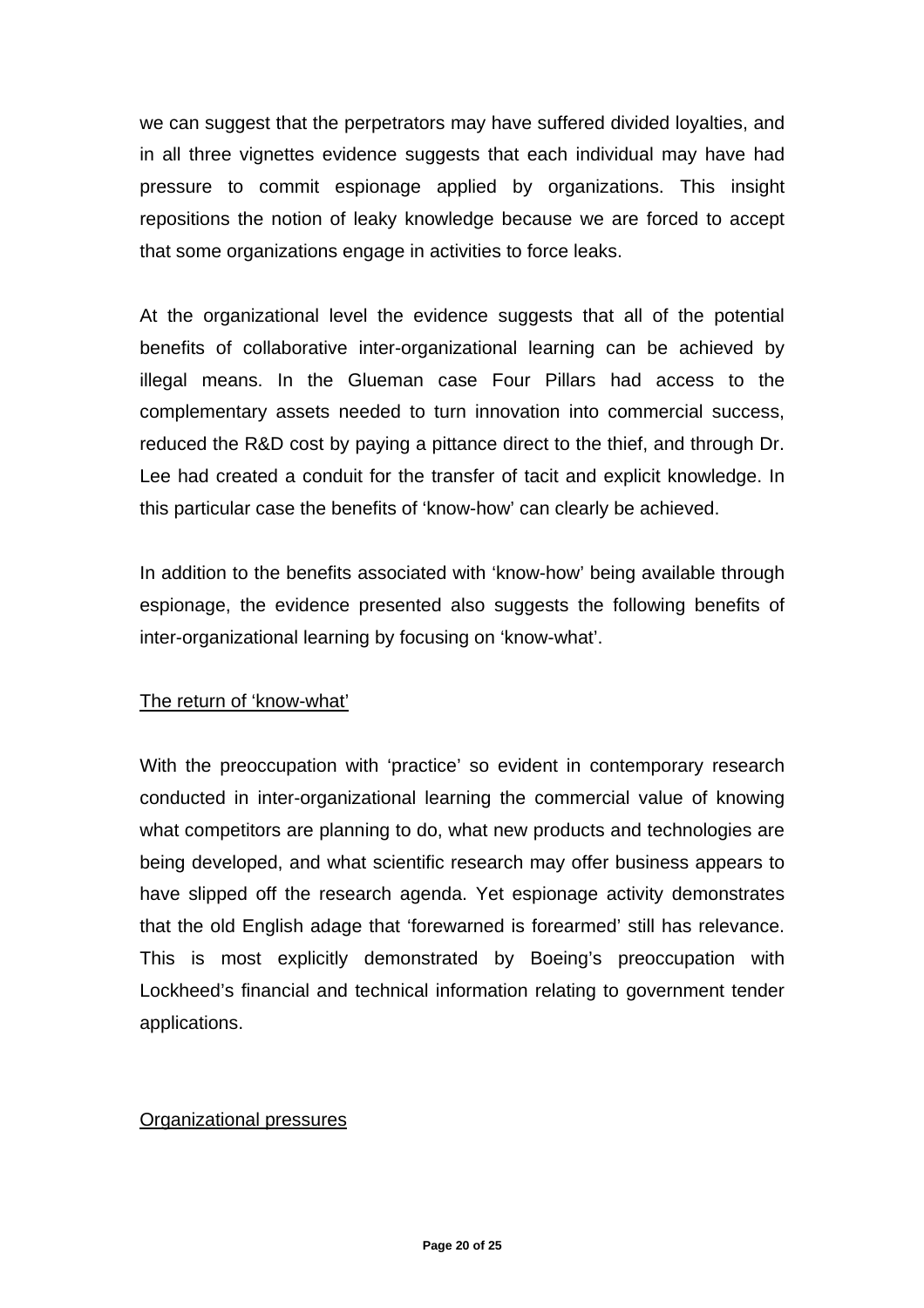we can suggest that the perpetrators may have suffered divided loyalties, and in all three vignettes evidence suggests that each individual may have had pressure to commit espionage applied by organizations. This insight repositions the notion of leaky knowledge because we are forced to accept that some organizations engage in activities to force leaks.

At the organizational level the evidence suggests that all of the potential benefits of collaborative inter-organizational learning can be achieved by illegal means. In the Glueman case Four Pillars had access to the complementary assets needed to turn innovation into commercial success, reduced the R&D cost by paying a pittance direct to the thief, and through Dr. Lee had created a conduit for the transfer of tacit and explicit knowledge. In this particular case the benefits of 'know-how' can clearly be achieved.

In addition to the benefits associated with 'know-how' being available through espionage, the evidence presented also suggests the following benefits of inter-organizational learning by focusing on 'know-what'.

<u>The return of 'know-what'</u>

With the preoccupation with 'practice' so evident in contemporary research conducted in inter-organizational learning the commercial value of knowing what competitors are planning to do, what new products and technologies are being developed, and what scientific research may offer business appears to have slipped off the research agenda. Yet espionage activity demonstrates that the old English adage that 'forewarned is forearmed' still has relevance. This is most explicitly demonstrated by Boeing's preoccupation with Lockheed's financial and technical information relating to government tender applications.

<u>Organizational pressures</u>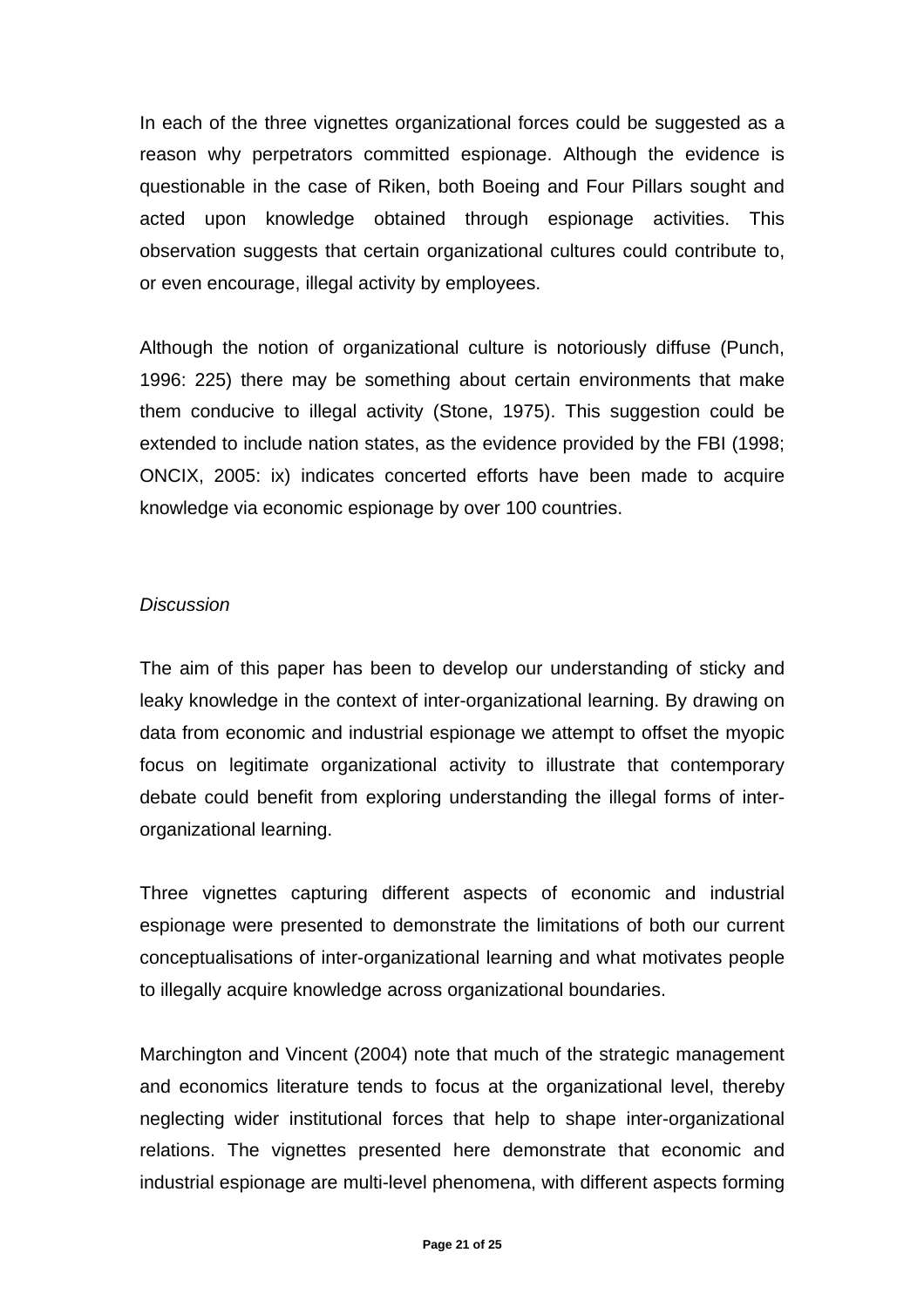In each of the three vignettes organizational forces could be suggested as a reason why perpetrators committed espionage. Although the evidence is questionable in the case of Riken, both Boeing and Four Pillars sought and acted upon knowledge obtained through espionage activities. This observation suggests that certain organizational cultures could contribute to, or even encourage, illegal activity by employees.

Although the notion of organizational culture is notoriously diffuse (Punch, 1996: 225) there may be something about certain environments that make them conducive to illegal activity (Stone, 1975). This suggestion could be extended to include nation states, as the evidence provided by the FBI (1998; ONCIX, 2005: ix) indicates concerted efforts have been made to acquire knowledge via economic espionage by over 100 countries.

*Discussion*

The aim of this paper has been to develop our understanding of sticky and leaky knowledge in the context of inter-organizational learning. By drawing on data from economic and industrial espionage we attempt to offset the myopic focus on legitimate organizational activity to illustrate that contemporary debate could benefit from exploring understanding the illegal forms of inter-organizational learning.

Three vignettes capturing different aspects of economic and industrial espionage were presented to demonstrate the limitations of both our current conceptualisations of inter-organizational learning and what motivates people to illegally acquire knowledge across organizational boundaries.

Marchington and Vincent (2004) note that much of the strategic management and economics literature tends to focus at the organizational level, thereby neglecting wider institutional forces that help to shape inter-organizational relations. The vignettes presented here demonstrate that economic and industrial espionage are multi-level phenomena, with different aspects forming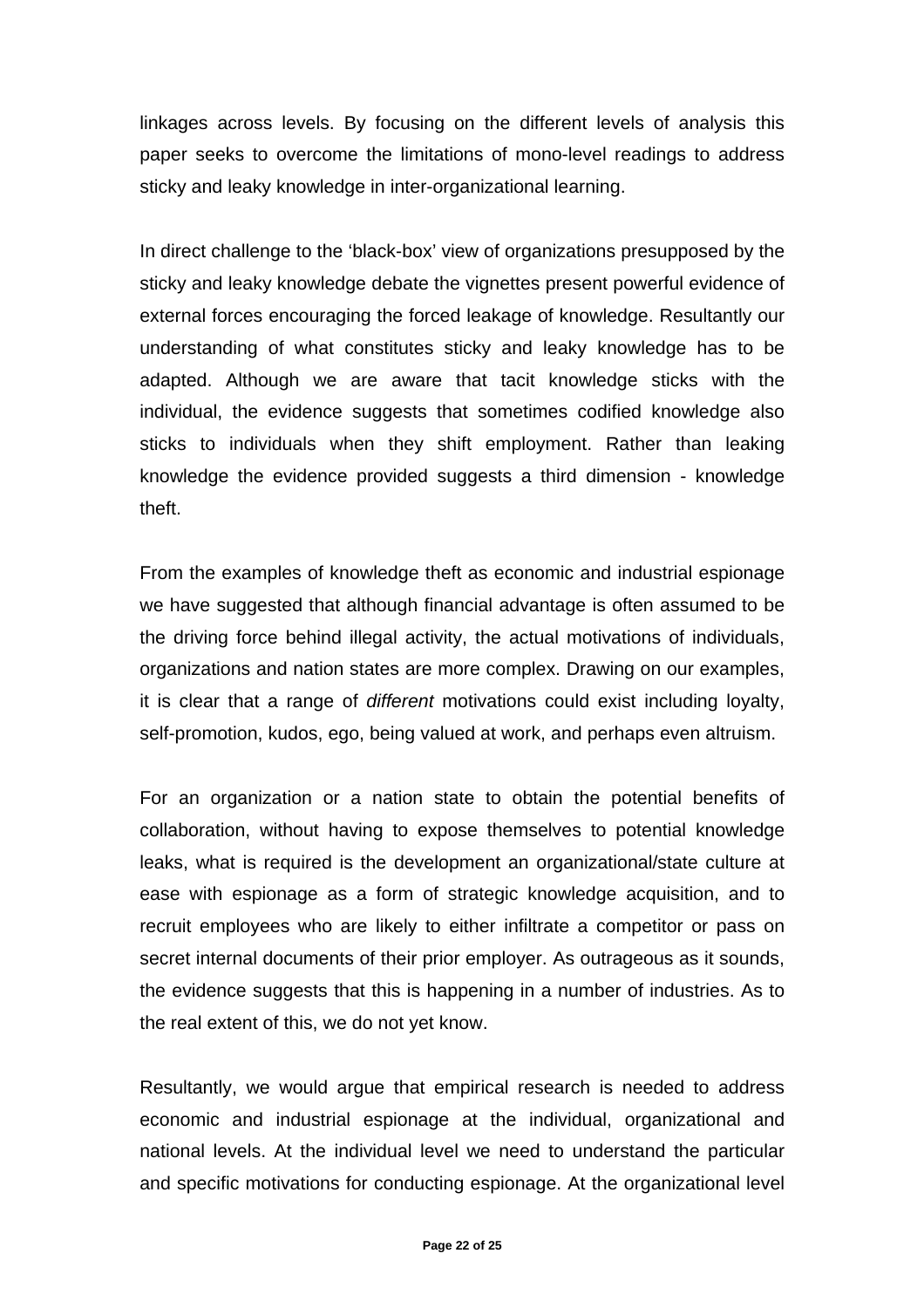linkages across levels. By focusing on the different levels of analysis this paper seeks to overcome the limitations of mono-level readings to address sticky and leaky knowledge in inter-organizational learning.

In direct challenge to the 'black-box' view of organizations presupposed by the sticky and leaky knowledge debate the vignettes present powerful evidence of external forces encouraging the forced leakage of knowledge. Resultantly our understanding of what constitutes sticky and leaky knowledge has to be adapted. Although we are aware that tacit knowledge sticks with the individual, the evidence suggests that sometimes codified knowledge also sticks to individuals when they shift employment. Rather than leaking knowledge the evidence provided suggests a third dimension - knowledge theft.

From the examples of knowledge theft as economic and industrial espionage we have suggested that although financial advantage is often assumed to be the driving force behind illegal activity, the actual motivations of individuals, organizations and nation states are more complex. Drawing on our examples, it is clear that a range of *different* motivations could exist including loyalty, self-promotion, kudos, ego, being valued at work, and perhaps even altruism.

For an organization or a nation state to obtain the potential benefits of collaboration, without having to expose themselves to potential knowledge leaks, what is required is the development an organizational/state culture at ease with espionage as a form of strategic knowledge acquisition, and to recruit employees who are likely to either infiltrate a competitor or pass on secret internal documents of their prior employer. As outrageous as it sounds, the evidence suggests that this is happening in a number of industries. As to the real extent of this, we do not yet know.

Resultantly, we would argue that empirical research is needed to address economic and industrial espionage at the individual, organizational and national levels. At the individual level we need to understand the particular and specific motivations for conducting espionage. At the organizational level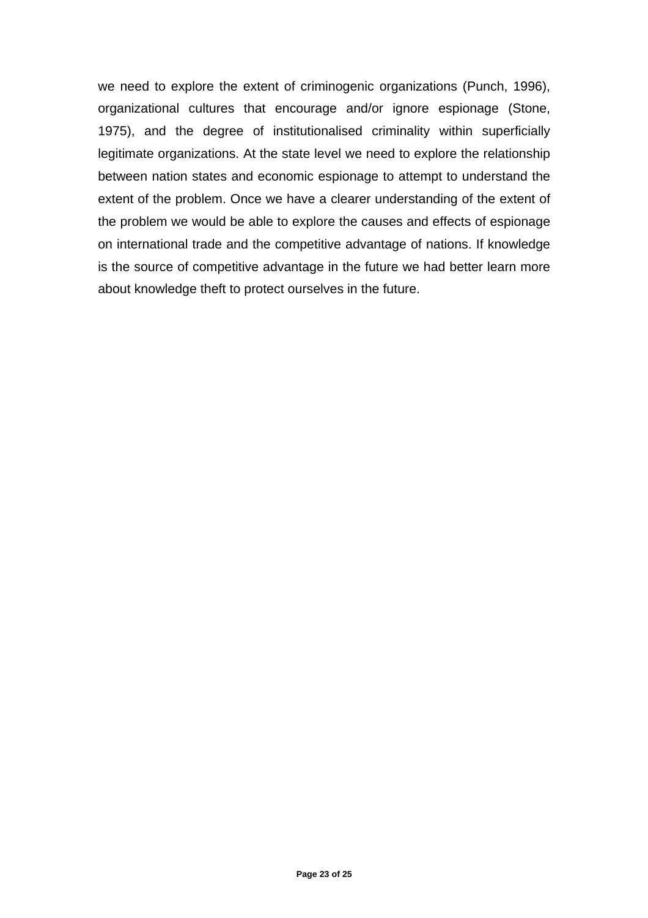we need to explore the extent of criminogenic organizations (Punch, 1996), organizational cultures that encourage and/or ignore espionage (Stone, 1975), and the degree of institutionalised criminality within superficially legitimate organizations. At the state level we need to explore the relationship between nation states and economic espionage to attempt to understand the extent of the problem. Once we have a clearer understanding of the extent of the problem we would be able to explore the causes and effects of espionage on international trade and the competitive advantage of nations. If knowledge is the source of competitive advantage in the future we had better learn more about knowledge theft to protect ourselves in the future.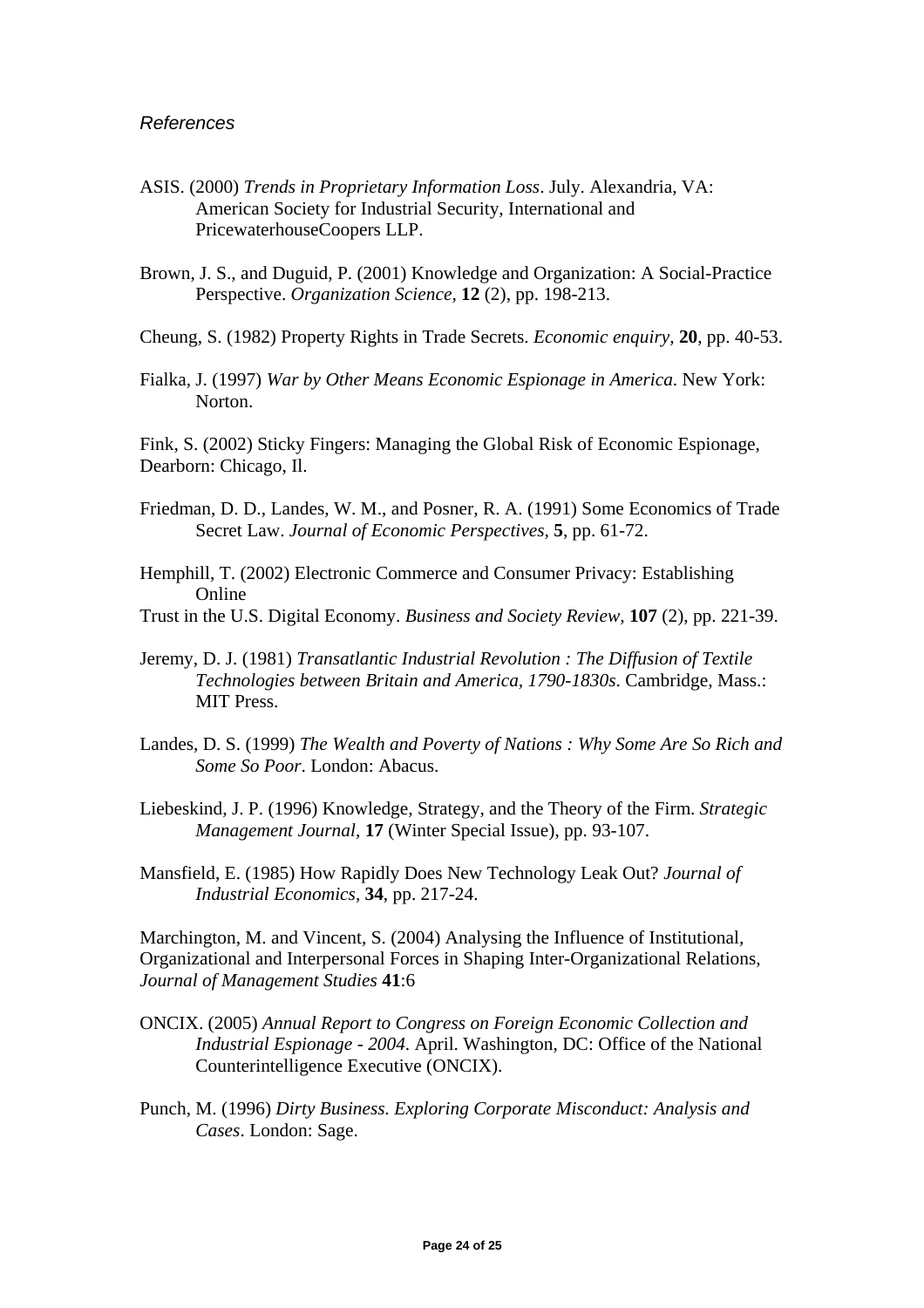*References*

ASIS. (2000) *Trends in Proprietary Information Loss*. July. Alexandria, VA: American Society for Industrial Security, International and PricewaterhouseCoopers LLP.

Brown, J. S., and Duguid, P. (2001) Knowledge and Organization: A Social-Practice Perspective. *Organization Science*, **12** (2), pp. 198-213.

Cheung, S. (1982) Property Rights in Trade Secrets. *Economic enquiry*, **20**, pp. 40-53.

Fialka, J. (1997) *War by Other Means Economic Espionage in America*. New York: Norton.

Fink, S. (2002) Sticky Fingers: Managing the Global Risk of Economic Espionage, Dearborn: Chicago, Il.

Friedman, D. D., Landes, W. M., and Posner, R. A. (1991) Some Economics of Trade Secret Law. *Journal of Economic Perspectives*, **5**, pp. 61-72.

Hemphill, T. (2002) Electronic Commerce and Consumer Privacy: Establishing Online
Trust in the U.S. Digital Economy. *Business and Society Review*, **107** (2), pp. 221-39.

Jeremy, D. J. (1981) *Transatlantic Industrial Revolution : The Diffusion of Textile Technologies between Britain and America, 1790-1830s*. Cambridge, Mass.: MIT Press.

Landes, D. S. (1999) *The Wealth and Poverty of Nations : Why Some Are So Rich and Some So Poor*. London: Abacus.

Liebeskind, J. P. (1996) Knowledge, Strategy, and the Theory of the Firm. *Strategic Management Journal*, **17** (Winter Special Issue), pp. 93-107.

Mansfield, E. (1985) How Rapidly Does New Technology Leak Out? *Journal of Industrial Economics*, **34**, pp. 217-24.

Marchington, M. and Vincent, S. (2004) Analysing the Influence of Institutional, Organizational and Interpersonal Forces in Shaping Inter-Organizational Relations, *Journal of Management Studies* **41**:6

ONCIX. (2005) *Annual Report to Congress on Foreign Economic Collection and Industrial Espionage - 2004*. April. Washington, DC: Office of the National Counterintelligence Executive (ONCIX).

Punch, M. (1996) *Dirty Business. Exploring Corporate Misconduct: Analysis and Cases*. London: Sage.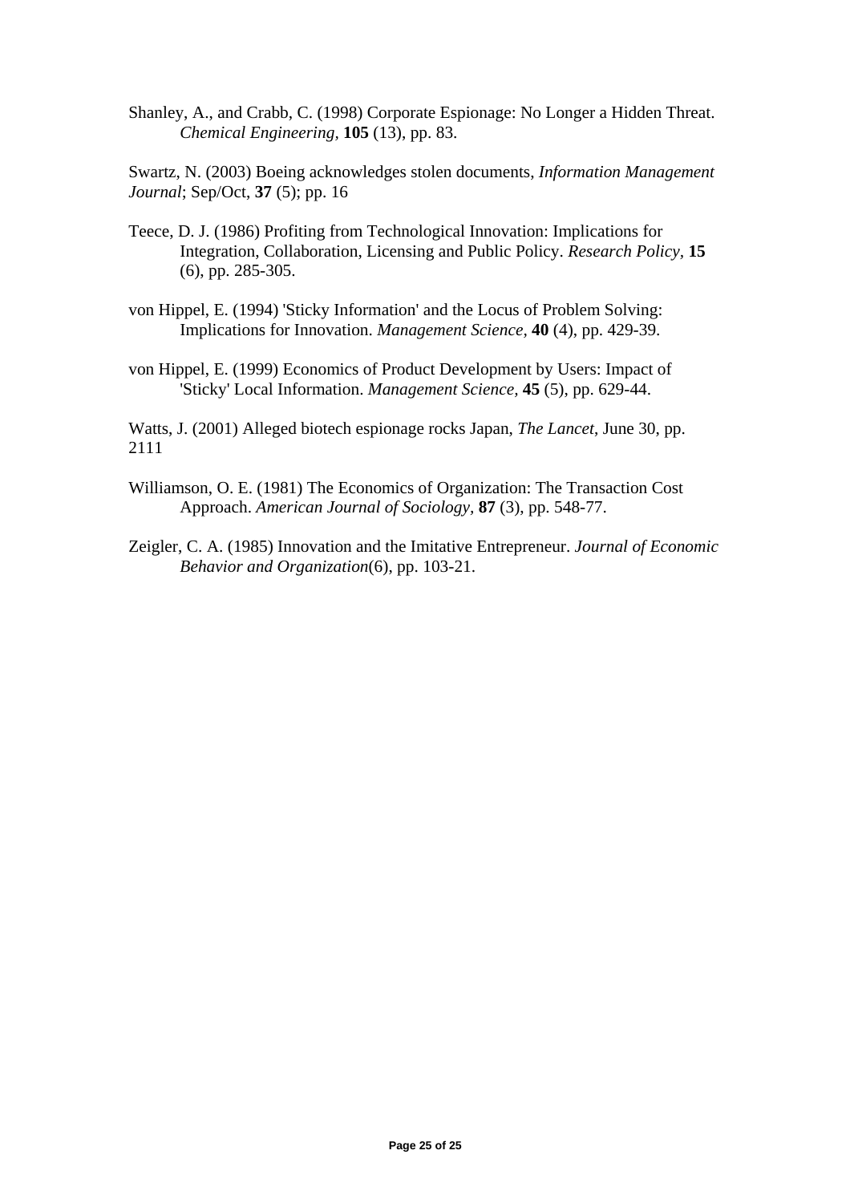Shanley, A., and Crabb, C. (1998) Corporate Espionage: No Longer a Hidden Threat. *Chemical Engineering,* **105** (13), pp. 83.

Swartz, N. (2003) Boeing acknowledges stolen documents, *Information Management Journal*; Sep/Oct, **37** (5); pp. 16

Teece, D. J. (1986) Profiting from Technological Innovation: Implications for Integration, Collaboration, Licensing and Public Policy. *Research Policy,* **15** (6), pp. 285-305.

von Hippel, E. (1994) 'Sticky Information' and the Locus of Problem Solving: Implications for Innovation. *Management Science,* **40** (4), pp. 429-39.

von Hippel, E. (1999) Economics of Product Development by Users: Impact of 'Sticky' Local Information. *Management Science,* **45** (5), pp. 629-44.

Watts, J. (2001) Alleged biotech espionage rocks Japan, *The Lancet*, June 30, pp. 2111

Williamson, O. E. (1981) The Economics of Organization: The Transaction Cost Approach. *American Journal of Sociology,* **87** (3), pp. 548-77.

Zeigler, C. A. (1985) Innovation and the Imitative Entrepreneur. *Journal of Economic Behavior and Organization*(6), pp. 103-21.